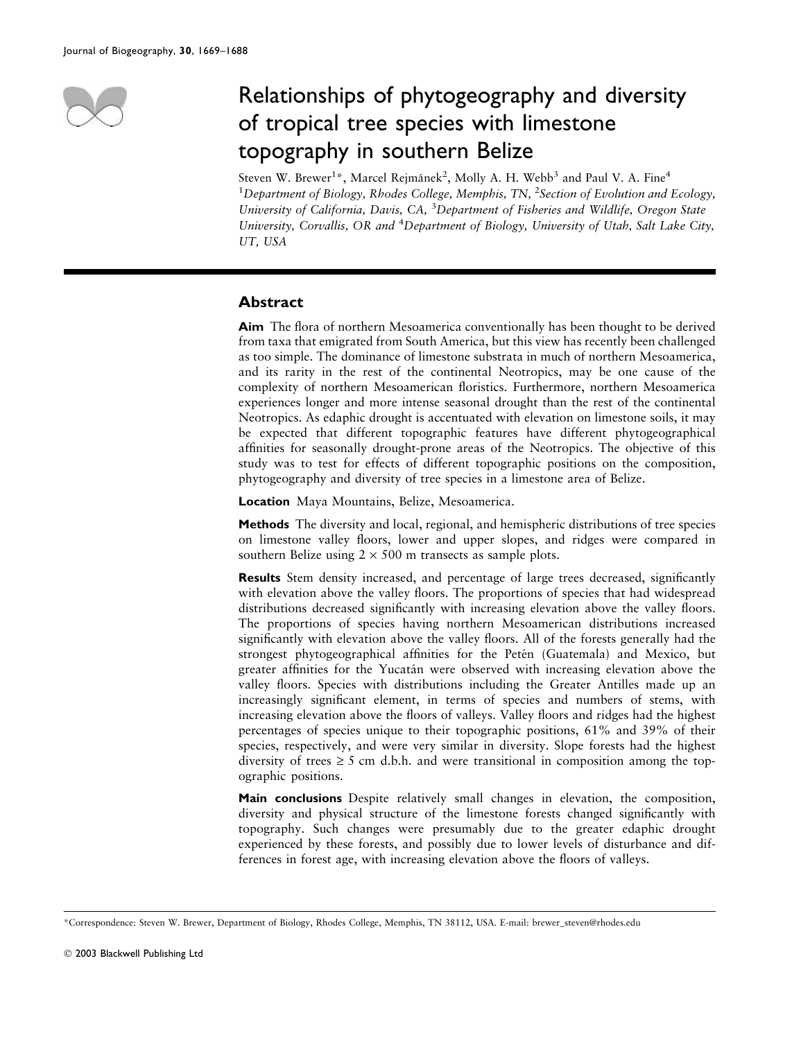# Relationships of phytogeography and diversity of tropical tree species with limestone topography in southern Belize

Steven W. Brewer[1]*, Marcel Rejmánek[2], Molly A. H. Webb[3] and Paul V. A. Fine[4]

[1]*Department of Biology, Rhodes College, Memphis, TN,* [2]*Section of Evolution and Ecology, University of California, Davis, CA,* [3]*Department of Fisheries and Wildlife, Oregon State University, Corvallis, OR and* [4]*Department of Biology, University of Utah, Salt Lake City, UT, USA*

## Abstract

**Aim** The flora of northern Mesoamerica conventionally has been thought to be derived from taxa that emigrated from South America, but this view has recently been challenged as too simple. The dominance of limestone substrata in much of northern Mesoamerica, and its rarity in the rest of the continental Neotropics, may be one cause of the complexity of northern Mesoamerican floristics. Furthermore, northern Mesoamerica experiences longer and more intense seasonal drought than the rest of the continental Neotropics. As edaphic drought is accentuated with elevation on limestone soils, it may be expected that different topographic features have different phytogeographical affinities for seasonally drought-prone areas of the Neotropics. The objective of this study was to test for effects of different topographic positions on the composition, phytogeography and diversity of tree species in a limestone area of Belize.

**Location** Maya Mountains, Belize, Mesoamerica.

**Methods** The diversity and local, regional, and hemispheric distributions of tree species on limestone valley floors, lower and upper slopes, and ridges were compared in southern Belize using $2 \times 500$ m transects as sample plots.

**Results** Stem density increased, and percentage of large trees decreased, significantly with elevation above the valley floors. The proportions of species that had widespread distributions decreased significantly with increasing elevation above the valley floors. The proportions of species having northern Mesoamerican distributions increased significantly with elevation above the valley floors. All of the forests generally had the strongest phytogeographical affinities for the Petén (Guatemala) and Mexico, but greater affinities for the Yucatán were observed with increasing elevation above the valley floors. Species with distributions including the Greater Antilles made up an increasingly significant element, in terms of species and numbers of stems, with increasing elevation above the floors of valleys. Valley floors and ridges had the highest percentages of species unique to their topographic positions, 61% and 39% of their species, respectively, and were very similar in diversity. Slope forests had the highest diversity of trees $\geq 5$ cm d.b.h. and were transitional in composition among the topographic positions.

**Main conclusions** Despite relatively small changes in elevation, the composition, diversity and physical structure of the limestone forests changed significantly with topography. Such changes were presumably due to the greater edaphic drought experienced by these forests, and possibly due to lower levels of disturbance and differences in forest age, with increasing elevation above the floors of valleys.

---

*Correspondence: Steven W. Brewer, Department of Biology, Rhodes College, Memphis, TN 38112, USA. E-mail: brewer_steven@rhodes.edu

© 2003 Blackwell Publishing Ltd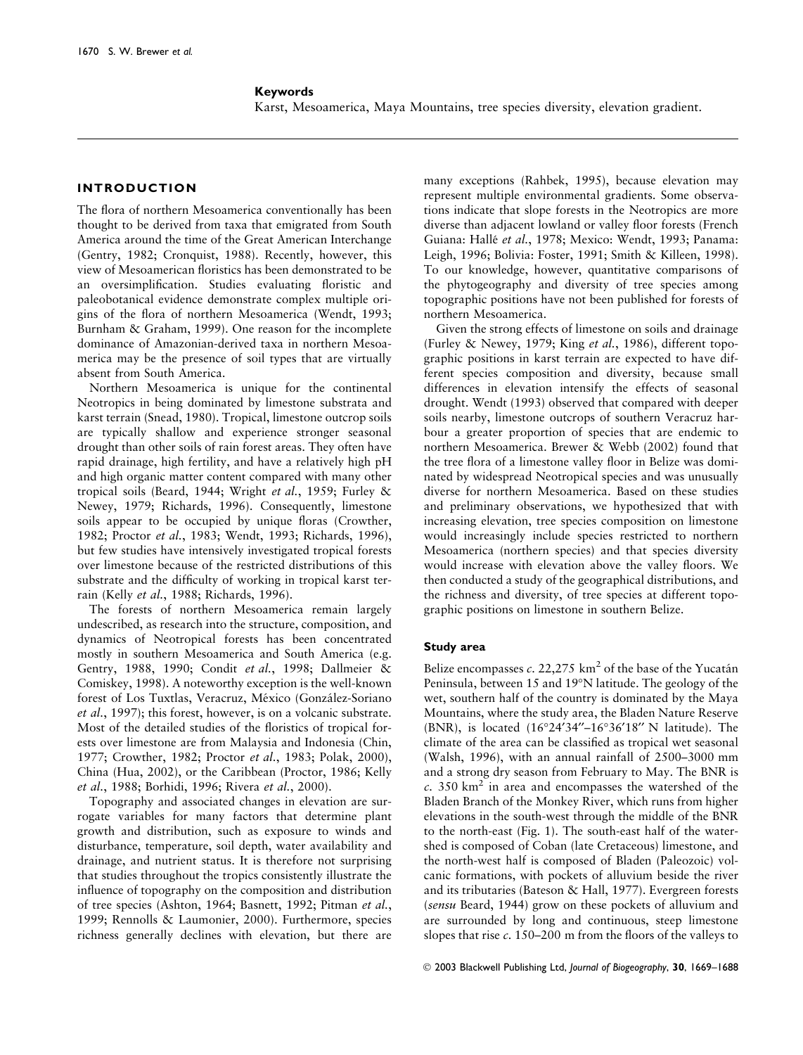**Keywords**

Karst, Mesoamerica, Maya Mountains, tree species diversity, elevation gradient.

## INTRODUCTION

The flora of northern Mesoamerica conventionally has been thought to be derived from taxa that emigrated from South America around the time of the Great American Interchange (Gentry, 1982; Cronquist, 1988). Recently, however, this view of Mesoamerican floristics has been demonstrated to be an oversimplification. Studies evaluating floristic and paleobotanical evidence demonstrate complex multiple origins of the flora of northern Mesoamerica (Wendt, 1993; Burnham & Graham, 1999). One reason for the incomplete dominance of Amazonian-derived taxa in northern Mesoamerica may be the presence of soil types that are virtually absent from South America.

Northern Mesoamerica is unique for the continental Neotropics in being dominated by limestone substrata and karst terrain (Snead, 1980). Tropical, limestone outcrop soils are typically shallow and experience stronger seasonal drought than other soils of rain forest areas. They often have rapid drainage, high fertility, and have a relatively high pH and high organic matter content compared with many other tropical soils (Beard, 1944; Wright *et al.*, 1959; Furley & Newey, 1979; Richards, 1996). Consequently, limestone soils appear to be occupied by unique floras (Crowther, 1982; Proctor *et al.*, 1983; Wendt, 1993; Richards, 1996), but few studies have intensively investigated tropical forests over limestone because of the restricted distributions of this substrate and the difficulty of working in tropical karst terrain (Kelly *et al.*, 1988; Richards, 1996).

The forests of northern Mesoamerica remain largely undescribed, as research into the structure, composition, and dynamics of Neotropical forests has been concentrated mostly in southern Mesoamerica and South America (e.g. Gentry, 1988, 1990; Condit *et al.*, 1998; Dallmeier & Comiskey, 1998). A noteworthy exception is the well-known forest of Los Tuxtlas, Veracruz, México (González-Soriano *et al.*, 1997); this forest, however, is on a volcanic substrate. Most of the detailed studies of the floristics of tropical forests over limestone are from Malaysia and Indonesia (Chin, 1977; Crowther, 1982; Proctor *et al.*, 1983; Polak, 2000), China (Hua, 2002), or the Caribbean (Proctor, 1986; Kelly *et al.*, 1988; Borhidi, 1996; Rivera *et al.*, 2000).

Topography and associated changes in elevation are surrogate variables for many factors that determine plant growth and distribution, such as exposure to winds and disturbance, temperature, soil depth, water availability and drainage, and nutrient status. It is therefore not surprising that studies throughout the tropics consistently illustrate the influence of topography on the composition and distribution of tree species (Ashton, 1964; Basnett, 1992; Pitman *et al.*, 1999; Rennolls & Laumonier, 2000). Furthermore, species richness generally declines with elevation, but there are many exceptions (Rahbek, 1995), because elevation may represent multiple environmental gradients. Some observations indicate that slope forests in the Neotropics are more diverse than adjacent lowland or valley floor forests (French Guiana: Hallé *et al.*, 1978; Mexico: Wendt, 1993; Panama: Leigh, 1996; Bolivia: Foster, 1991; Smith & Killeen, 1998). To our knowledge, however, quantitative comparisons of the phytogeography and diversity of tree species among topographic positions have not been published for forests of northern Mesoamerica.

Given the strong effects of limestone on soils and drainage (Furley & Newey, 1979; King *et al.*, 1986), different topographic positions in karst terrain are expected to have different species composition and diversity, because small differences in elevation intensify the effects of seasonal drought. Wendt (1993) observed that compared with deeper soils nearby, limestone outcrops of southern Veracruz harbour a greater proportion of species that are endemic to northern Mesoamerica. Brewer & Webb (2002) found that the tree flora of a limestone valley floor in Belize was dominated by widespread Neotropical species and was unusually diverse for northern Mesoamerica. Based on these studies and preliminary observations, we hypothesized that with increasing elevation, tree species composition on limestone would increasingly include species restricted to northern Mesoamerica (northern species) and that species diversity would increase with elevation above the valley floors. We then conducted a study of the geographical distributions, and the richness and diversity, of tree species at different topographic positions on limestone in southern Belize.

### Study area

Belize encompasses *c.* 22,275 km$^2$ of the base of the Yucatán Peninsula, between 15 and 19°N latitude. The geology of the wet, southern half of the country is dominated by the Maya Mountains, where the study area, the Bladen Nature Reserve (BNR), is located (16°24′34″–16°36′18″ N latitude). The climate of the area can be classified as tropical wet seasonal (Walsh, 1996), with an annual rainfall of 2500–3000 mm and a strong dry season from February to May. The BNR is *c.* 350 km$^2$ in area and encompasses the watershed of the Bladen Branch of the Monkey River, which runs from higher elevations in the south-west through the middle of the BNR to the north-east (Fig. 1). The south-east half of the watershed is composed of Coban (late Cretaceous) limestone, and the north-west half is composed of Bladen (Paleozoic) volcanic formations, with pockets of alluvium beside the river and its tributaries (Bateson & Hall, 1977). Evergreen forests (*sensu* Beard, 1944) grow on these pockets of alluvium and are surrounded by long and continuous, steep limestone slopes that rise *c.* 150–200 m from the floors of the valleys to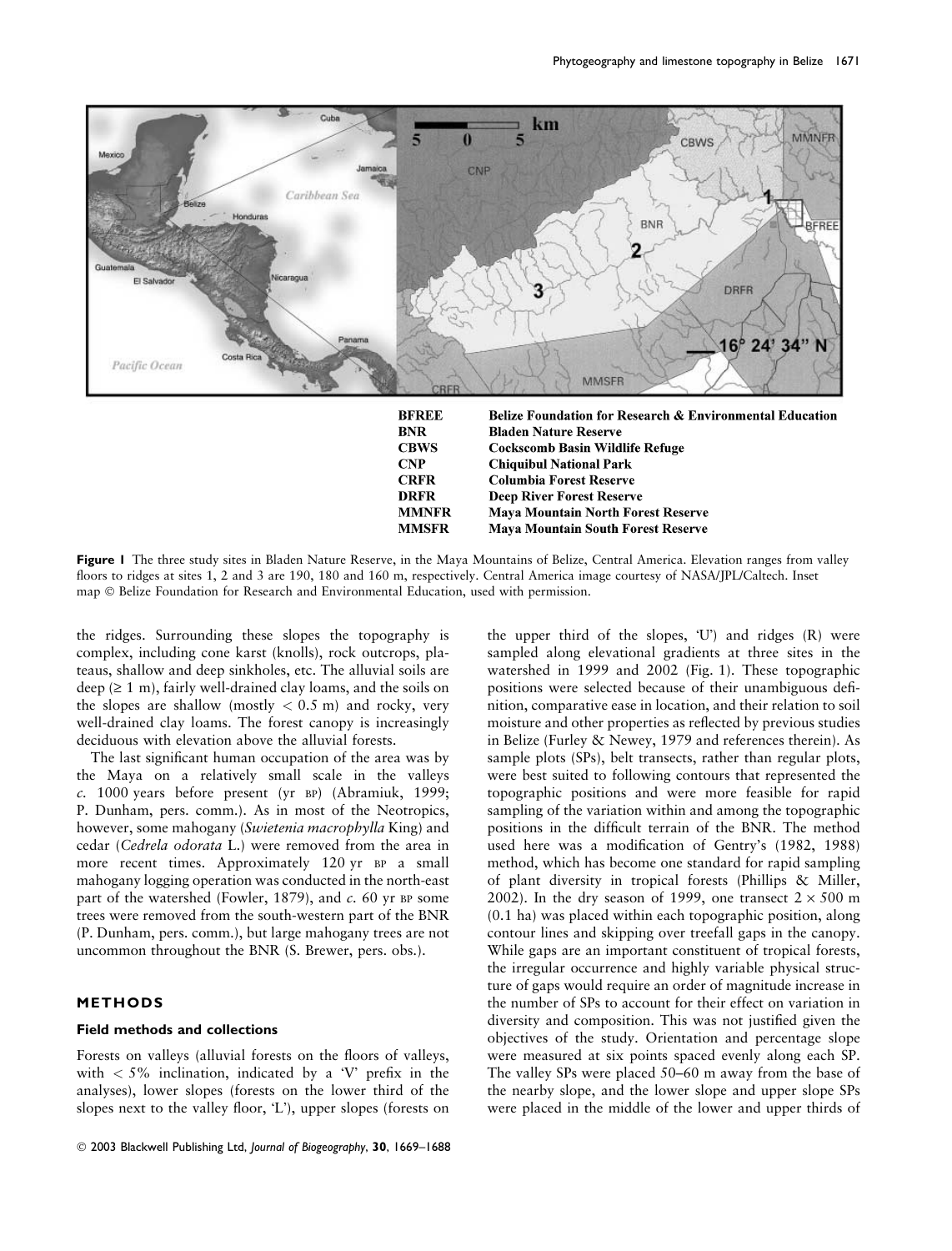BFREE Belize Foundation for Research & Environmental Education
BNR Bladen Nature Reserve
CBWS Cockscomb Basin Wildlife Refuge
CNP Chiquibul National Park
CRFR Columbia Forest Reserve
DRFR Deep River Forest Reserve
MMNFR Maya Mountain North Forest Reserve
MMSFR Maya Mountain South Forest Reserve

**Figure 1** The three study sites in Bladen Nature Reserve, in the Maya Mountains of Belize, Central America. Elevation ranges from valley floors to ridges at sites 1, 2 and 3 are 190, 180 and 160 m, respectively. Central America image courtesy of NASA/JPL/Caltech. Inset map © Belize Foundation for Research and Environmental Education, used with permission.

the ridges. Surrounding these slopes the topography is complex, including cone karst (knolls), rock outcrops, plateaus, shallow and deep sinkholes, etc. The alluvial soils are deep (≥ 1 m), fairly well-drained clay loams, and the soils on the slopes are shallow (mostly < 0.5 m) and rocky, very well-drained clay loams. The forest canopy is increasingly deciduous with elevation above the alluvial forests.

The last significant human occupation of the area was by the Maya on a relatively small scale in the valleys *c.* 1000 years before present (yr BP) (Abramiuk, 1999; P. Dunham, pers. comm.). As in most of the Neotropics, however, some mahogany (*Swietenia macrophylla* King) and cedar (*Cedrela odorata* L.) were removed from the area in more recent times. Approximately 120 yr BP a small mahogany logging operation was conducted in the north-east part of the watershed (Fowler, 1879), and *c.* 60 yr BP some trees were removed from the south-western part of the BNR (P. Dunham, pers. comm.), but large mahogany trees are not uncommon throughout the BNR (S. Brewer, pers. obs.).

## METHODS

### Field methods and collections

Forests on valleys (alluvial forests on the floors of valleys, with < 5% inclination, indicated by a 'V' prefix in the analyses), lower slopes (forests on the lower third of the slopes next to the valley floor, 'L'), upper slopes (forests on the upper third of the slopes, 'U') and ridges (R) were sampled along elevational gradients at three sites in the watershed in 1999 and 2002 (Fig. 1). These topographic positions were selected because of their unambiguous definition, comparative ease in location, and their relation to soil moisture and other properties as reflected by previous studies in Belize (Furley & Newey, 1979 and references therein). As sample plots (SPs), belt transects, rather than regular plots, were best suited to following contours that represented the topographic positions and were more feasible for rapid sampling of the variation within and among the topographic positions in the difficult terrain of the BNR. The method used here was a modification of Gentry's (1982, 1988) method, which has become one standard for rapid sampling of plant diversity in tropical forests (Phillips & Miller, 2002). In the dry season of 1999, one transect 2 × 500 m (0.1 ha) was placed within each topographic position, along contour lines and skipping over treefall gaps in the canopy. While gaps are an important constituent of tropical forests, the irregular occurrence and highly variable physical structure of gaps would require an order of magnitude increase in the number of SPs to account for their effect on variation in diversity and composition. This was not justified given the objectives of the study. Orientation and percentage slope were measured at six points spaced evenly along each SP. The valley SPs were placed 50–60 m away from the base of the nearby slope, and the lower slope and upper slope SPs were placed in the middle of the lower and upper thirds of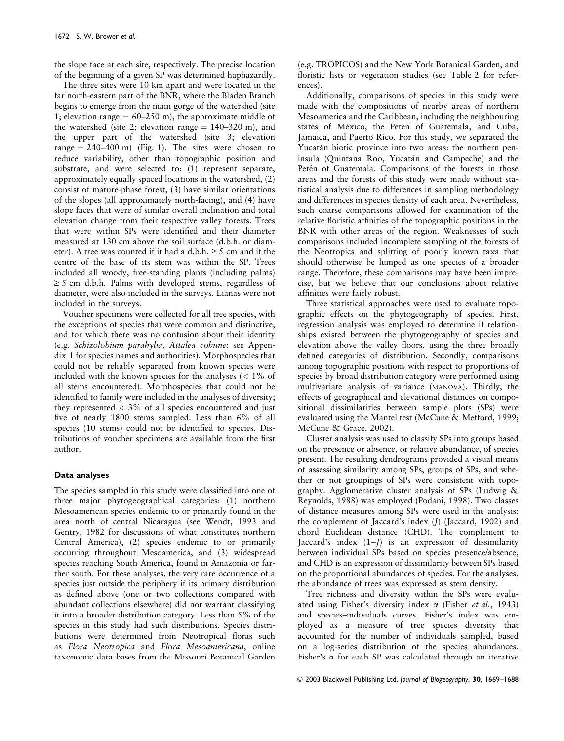the slope face at each site, respectively. The precise location of the beginning of a given SP was determined haphazardly.

The three sites were 10 km apart and were located in the far north-eastern part of the BNR, where the Bladen Branch begins to emerge from the main gorge of the watershed (site 1; elevation range = 60–250 m), the approximate middle of the watershed (site 2; elevation range = 140–320 m), and the upper part of the watershed (site 3; elevation range = 240–400 m) (Fig. 1). The sites were chosen to reduce variability, other than topographic position and substrate, and were selected to: (1) represent separate, approximately equally spaced locations in the watershed, (2) consist of mature-phase forest, (3) have similar orientations of the slopes (all approximately north-facing), and (4) have slope faces that were of similar overall inclination and total elevation change from their respective valley forests. Trees that were within SPs were identified and their diameter measured at 130 cm above the soil surface (d.b.h. or diameter). A tree was counted if it had a d.b.h. ≥ 5 cm and if the centre of the base of its stem was within the SP. Trees included all woody, free-standing plants (including palms) ≥ 5 cm d.b.h. Palms with developed stems, regardless of diameter, were also included in the surveys. Lianas were not included in the surveys.

Voucher specimens were collected for all tree species, with the exceptions of species that were common and distinctive, and for which there was no confusion about their identity (e.g. *Schizolobium parahyba*, *Attalea cohune*; see Appendix 1 for species names and authorities). Morphospecies that could not be reliably separated from known species were included with the known species for the analyses (< 1% of all stems encountered). Morphospecies that could not be identified to family were included in the analyses of diversity; they represented < 3% of all species encountered and just five of nearly 1800 stems sampled. Less than 6% of all species (10 stems) could not be identified to species. Distributions of voucher specimens are available from the first author.

### Data analyses

The species sampled in this study were classified into one of three major phytogeographical categories: (1) northern Mesoamerican species endemic to or primarily found in the area north of central Nicaragua (see Wendt, 1993 and Gentry, 1982 for discussions of what constitutes northern Central America), (2) species endemic to or primarily occurring throughout Mesoamerica, and (3) widespread species reaching South America, found in Amazonia or farther south. For these analyses, the very rare occurrence of a species just outside the periphery if its primary distribution as defined above (one or two collections compared with abundant collections elsewhere) did not warrant classifying it into a broader distribution category. Less than 5% of the species in this study had such distributions. Species distributions were determined from Neotropical floras such as *Flora Neotropica* and *Flora Mesoamericana*, online taxonomic data bases from the Missouri Botanical Garden (e.g. TROPICOS) and the New York Botanical Garden, and floristic lists or vegetation studies (see Table 2 for references).

Additionally, comparisons of species in this study were made with the compositions of nearby areas of northern Mesoamerica and the Caribbean, including the neighbouring states of México, the Petén of Guatemala, and Cuba, Jamaica, and Puerto Rico. For this study, we separated the Yucatán biotic province into two areas: the northern peninsula (Quintana Roo, Yucatán and Campeche) and the Petén of Guatemala. Comparisons of the forests in those areas and the forests of this study were made without statistical analysis due to differences in sampling methodology and differences in species density of each area. Nevertheless, such coarse comparisons allowed for examination of the relative floristic affinities of the topographic positions in the BNR with other areas of the region. Weaknesses of such comparisons included incomplete sampling of the forests of the Neotropics and splitting of poorly known taxa that should otherwise be lumped as one species of a broader range. Therefore, these comparisons may have been imprecise, but we believe that our conclusions about relative affinities were fairly robust.

Three statistical approaches were used to evaluate topographic effects on the phytogeography of species. First, regression analysis was employed to determine if relationships existed between the phytogeography of species and elevation above the valley floors, using the three broadly defined categories of distribution. Secondly, comparisons among topographic positions with respect to proportions of species by broad distribution category were performed using multivariate analysis of variance (MANOVA). Thirdly, the effects of geographical and elevational distances on compositional dissimilarities between sample plots (SPs) were evaluated using the Mantel test (McCune & Mefford, 1999; McCune & Grace, 2002).

Cluster analysis was used to classify SPs into groups based on the presence or absence, or relative abundance, of species present. The resulting dendrograms provided a visual means of assessing similarity among SPs, groups of SPs, and whether or not groupings of SPs were consistent with topography. Agglomerative cluster analysis of SPs (Ludwig & Reynolds, 1988) was employed (Podani, 1998). Two classes of distance measures among SPs were used in the analysis: the complement of Jaccard's index ($J$) (Jaccard, 1902) and chord Euclidean distance (CHD). The complement to Jaccard's index ($1-J$) is an expression of dissimilarity between individual SPs based on species presence/absence, and CHD is an expression of dissimilarity between SPs based on the proportional abundances of species. For the analyses, the abundance of trees was expressed as stem density.

Tree richness and diversity within the SPs were evaluated using Fisher's diversity index $\alpha$ (Fisher *et al.*, 1943) and species–individuals curves. Fisher's index was employed as a measure of tree species diversity that accounted for the number of individuals sampled, based on a log-series distribution of the species abundances. Fisher's $\alpha$ for each SP was calculated through an iterative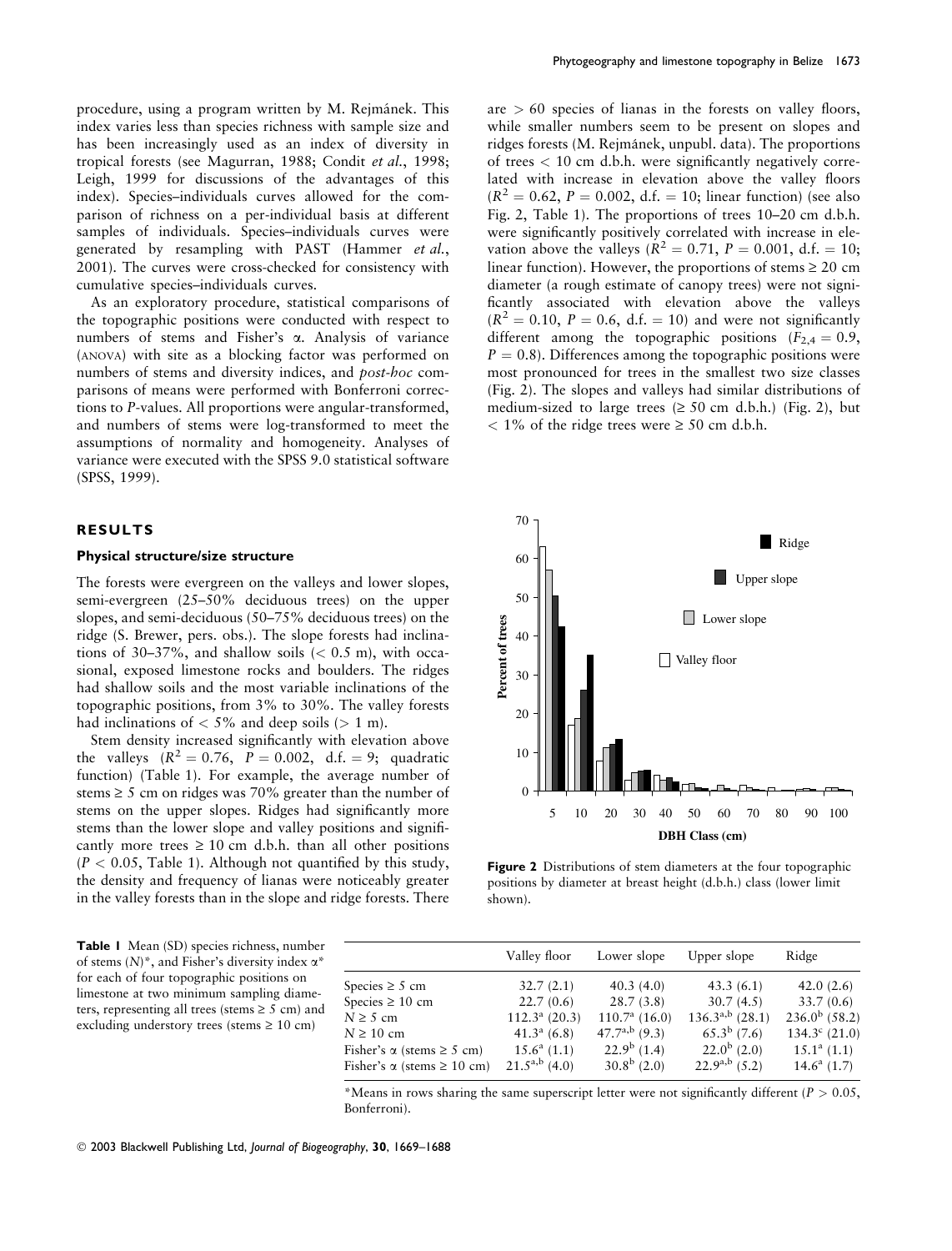procedure, using a program written by M. Rejmánek. This index varies less than species richness with sample size and has been increasingly used as an index of diversity in tropical forests (see Magurran, 1988; Condit *et al.*, 1998; Leigh, 1999 for discussions of the advantages of this index). Species–individuals curves allowed for the comparison of richness on a per-individual basis at different samples of individuals. Species–individuals curves were generated by resampling with PAST (Hammer *et al.*, 2001). The curves were cross-checked for consistency with cumulative species–individuals curves.

As an exploratory procedure, statistical comparisons of the topographic positions were conducted with respect to numbers of stems and Fisher's α. Analysis of variance (ANOVA) with site as a blocking factor was performed on numbers of stems and diversity indices, and *post-hoc* comparisons of means were performed with Bonferroni corrections to *P*-values. All proportions were angular-transformed, and numbers of stems were log-transformed to meet the assumptions of normality and homogeneity. Analyses of variance were executed with the SPSS 9.0 statistical software (SPSS, 1999).

## RESULTS

### Physical structure/size structure

The forests were evergreen on the valleys and lower slopes, semi-evergreen (25–50% deciduous trees) on the upper slopes, and semi-deciduous (50–75% deciduous trees) on the ridge (S. Brewer, pers. obs.). The slope forests had inclinations of 30–37%, and shallow soils (< 0.5 m), with occasional, exposed limestone rocks and boulders. The ridges had shallow soils and the most variable inclinations of the topographic positions, from 3% to 30%. The valley forests had inclinations of < 5% and deep soils (> 1 m).

Stem density increased significantly with elevation above the valleys ($R^2 = 0.76$, $P = 0.002$, d.f. = 9; quadratic function) (Table 1). For example, the average number of stems ≥ 5 cm on ridges was 70% greater than the number of stems on the upper slopes. Ridges had significantly more stems than the lower slope and valley positions and significantly more trees ≥ 10 cm d.b.h. than all other positions ($P < 0.05$, Table 1). Although not quantified by this study, the density and frequency of lianas were noticeably greater in the valley forests than in the slope and ridge forests. There are > 60 species of lianas in the forests on valley floors, while smaller numbers seem to be present on slopes and ridges forests (M. Rejmánek, unpubl. data). The proportions of trees < 10 cm d.b.h. were significantly negatively correlated with increase in elevation above the valley floors ($R^2 = 0.62$, $P = 0.002$, d.f. = 10; linear function) (see also Fig. 2, Table 1). The proportions of trees 10–20 cm d.b.h. were significantly positively correlated with increase in elevation above the valleys ($R^2 = 0.71$, $P = 0.001$, d.f. = 10; linear function). However, the proportions of stems ≥ 20 cm diameter (a rough estimate of canopy trees) were not significantly associated with elevation above the valleys ($R^2 = 0.10$, $P = 0.6$, d.f. = 10) and were not significantly different among the topographic positions ($F_{2,4} = 0.9$, $P = 0.8$). Differences among the topographic positions were most pronounced for trees in the smallest two size classes (Fig. 2). The slopes and valleys had similar distributions of medium-sized to large trees (≥ 50 cm d.b.h.) (Fig. 2), but < 1% of the ridge trees were ≥ 50 cm d.b.h.

**Figure 2** Distributions of stem diameters at the four topographic positions by diameter at breast height (d.b.h.) class (lower limit shown).

**Table 1** Mean (SD) species richness, number of stems (*N*)\*, and Fisher's diversity index α\* for each of four topographic positions on limestone at two minimum sampling diameters, representing all trees (stems ≥ 5 cm) and excluding understory trees (stems ≥ 10 cm)

| | Valley floor | Lower slope | Upper slope | Ridge |
|---|---|---|---|---|
| Species ≥ 5 cm | 32.7 (2.1) | 40.3 (4.0) | 43.3 (6.1) | 42.0 (2.6) |
| Species ≥ 10 cm | 22.7 (0.6) | 28.7 (3.8) | 30.7 (4.5) | 33.7 (0.6) |
| *N* ≥ 5 cm | $112.3^{a}$ (20.3) | $110.7^{a}$ (16.0) | $136.3^{a,b}$ (28.1) | $236.0^{b}$ (58.2) |
| *N* ≥ 10 cm | $41.3^{a}$ (6.8) | $47.7^{a,b}$ (9.3) | $65.3^{b}$ (7.6) | $134.3^{c}$ (21.0) |
| Fisher's α (stems ≥ 5 cm) | $15.6^{a}$ (1.1) | $22.9^{b}$ (1.4) | $22.0^{b}$ (2.0) | $15.1^{a}$ (1.1) |
| Fisher's α (stems ≥ 10 cm) | $21.5^{a,b}$ (4.0) | $30.8^{b}$ (2.0) | $22.9^{a,b}$ (5.2) | $14.6^{a}$ (1.7) |

\*Means in rows sharing the same superscript letter were not significantly different ($P > 0.05$, Bonferroni).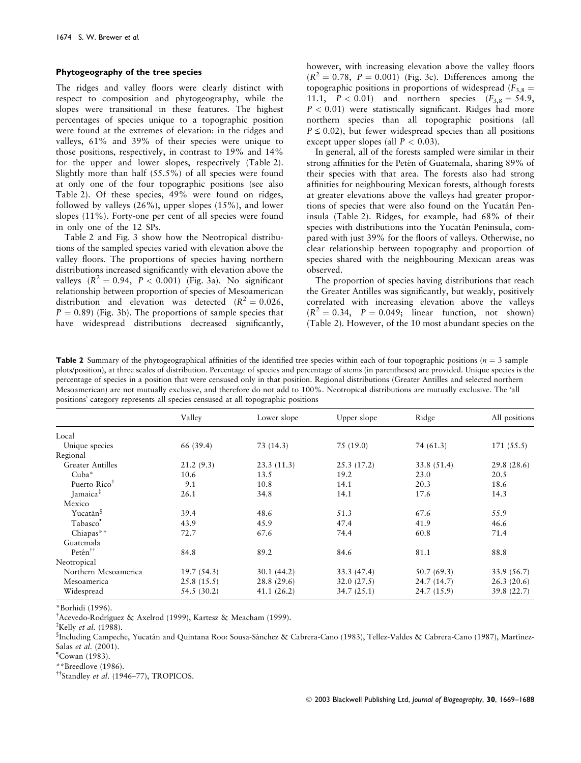### Phytogeography of the tree species

The ridges and valley floors were clearly distinct with respect to composition and phytogeography, while the slopes were transitional in these features. The highest percentages of species unique to a topographic position were found at the extremes of elevation: in the ridges and valleys, 61% and 39% of their species were unique to those positions, respectively, in contrast to 19% and 14% for the upper and lower slopes, respectively (Table 2). Slightly more than half (55.5%) of all species were found at only one of the four topographic positions (see also Table 2). Of these species, 49% were found on ridges, followed by valleys (26%), upper slopes (15%), and lower slopes (11%). Forty-one per cent of all species were found in only one of the 12 SPs.

Table 2 and Fig. 3 show how the Neotropical distributions of the sampled species varied with elevation above the valley floors. The proportions of species having northern distributions increased significantly with elevation above the valleys ($R^2 = 0.94$, $P < 0.001$) (Fig. 3a). No significant relationship between proportion of species of Mesoamerican distribution and elevation was detected ($R^2 = 0.026$, $P = 0.89$) (Fig. 3b). The proportions of sample species that have widespread distributions decreased significantly, however, with increasing elevation above the valley floors ($R^2 = 0.78$, $P = 0.001$) (Fig. 3c). Differences among the topographic positions in proportions of widespread ($F_{3,8} = 11.1$, $P < 0.01$) and northern species ($F_{3,8} = 54.9$, $P < 0.01$) were statistically significant. Ridges had more northern species than all topographic positions (all $P \leq 0.02$), but fewer widespread species than all positions except upper slopes (all $P < 0.03$).

In general, all of the forests sampled were similar in their strong affinities for the Petén of Guatemala, sharing 89% of their species with that area. The forests also had strong affinities for neighbouring Mexican forests, although forests at greater elevations above the valleys had greater proportions of species that were also found on the Yucatán Peninsula (Table 2). Ridges, for example, had 68% of their species with distributions into the Yucatán Peninsula, compared with just 39% for the floors of valleys. Otherwise, no clear relationship between topography and proportion of species shared with the neighbouring Mexican areas was observed.

The proportion of species having distributions that reach the Greater Antilles was significantly, but weakly, positively correlated with increasing elevation above the valleys ($R^2 = 0.34$, $P = 0.049$; linear function, not shown) (Table 2). However, of the 10 most abundant species on the

**Table 2** Summary of the phytogeographical affinities of the identified tree species within each of four topographic positions ($n = 3$ sample plots/position), at three scales of distribution. Percentage of species and percentage of stems (in parentheses) are provided. Unique species is the percentage of species in a position that were censused only in that position. Regional distributions (Greater Antilles and selected northern Mesoamerican) are not mutually exclusive, and therefore do not add to 100%. Neotropical distributions are mutually exclusive. The 'all positions' category represents all species censused at all topographic positions

| | Valley | Lower slope | Upper slope | Ridge | All positions |
|---|---|---|---|---|---|
| Local | | | | | |
| Unique species | 66 (39.4) | 73 (14.3) | 75 (19.0) | 74 (61.3) | 171 (55.5) |
| Regional | | | | | |
| Greater Antilles | 21.2 (9.3) | 23.3 (11.3) | 25.3 (17.2) | 33.8 (51.4) | 29.8 (28.6) |
| Cuba* | 10.6 | 13.5 | 19.2 | 23.0 | 20.5 |
| Puerto Rico[†] | 9.1 | 10.8 | 14.1 | 20.3 | 18.6 |
| Jamaica[‡] | 26.1 | 34.8 | 14.1 | 17.6 | 14.3 |
| Mexico | | | | | |
| Yucatán[§] | 39.4 | 48.6 | 51.3 | 67.6 | 55.9 |
| Tabasco[¶] | 43.9 | 45.9 | 47.4 | 41.9 | 46.6 |
| Chiapas** | 72.7 | 67.6 | 74.4 | 60.8 | 71.4 |
| Guatemala | | | | | |
| Petén[††] | 84.8 | 89.2 | 84.6 | 81.1 | 88.8 |
| Neotropical | | | | | |
| Northern Mesoamerica | 19.7 (54.3) | 30.1 (44.2) | 33.3 (47.4) | 50.7 (69.3) | 33.9 (56.7) |
| Mesoamerica | 25.8 (15.5) | 28.8 (29.6) | 32.0 (27.5) | 24.7 (14.7) | 26.3 (20.6) |
| Widespread | 54.5 (30.2) | 41.1 (26.2) | 34.7 (25.1) | 24.7 (15.9) | 39.8 (22.7) |

*Borhidi (1996).

[†]Acevedo-Rodríguez & Axelrod (1999), Kartesz & Meacham (1999).

[‡]Kelly *et al.* (1988).

[§]Including Campeche, Yucatán and Quintana Roo: Sousa-Sánchez & Cabrera-Cano (1983), Tellez-Valdes & Cabrera-Cano (1987), Martínez-Salas *et al.* (2001).

[¶]Cowan (1983).

**Breedlove (1986).

[††]Standley *et al.* (1946–77), TROPICOS.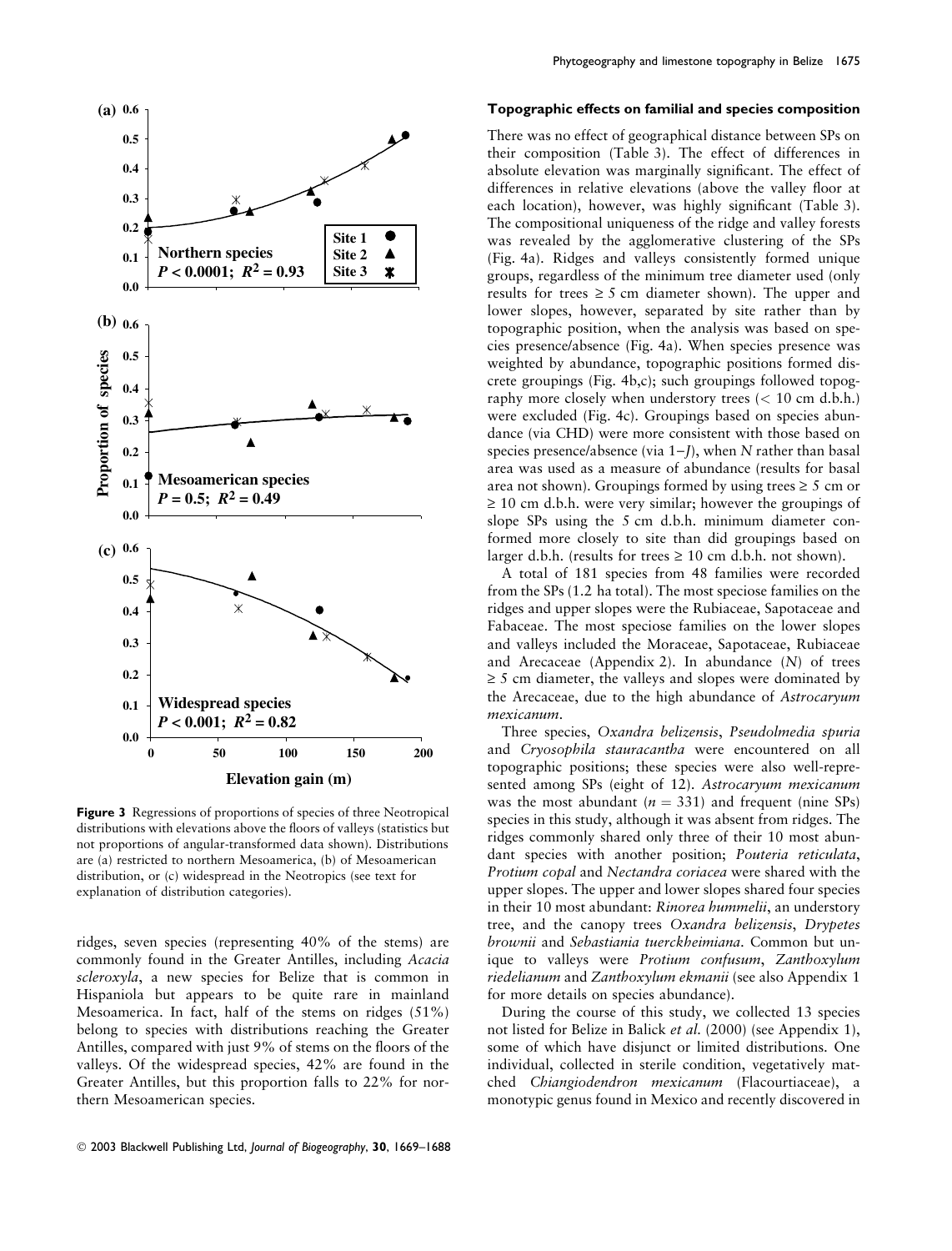**Figure 3** Regressions of proportions of species of three Neotropical distributions with elevations above the floors of valleys (statistics but not proportions of angular-transformed data shown). Distributions are (a) restricted to northern Mesoamerica, (b) of Mesoamerican distribution, or (c) widespread in the Neotropics (see text for explanation of distribution categories).

ridges, seven species (representing 40% of the stems) are commonly found in the Greater Antilles, including *Acacia scleroxyla*, a new species for Belize that is common in Hispaniola but appears to be quite rare in mainland Mesoamerica. In fact, half of the stems on ridges (51%) belong to species with distributions reaching the Greater Antilles, compared with just 9% of stems on the floors of the valleys. Of the widespread species, 42% are found in the Greater Antilles, but this proportion falls to 22% for northern Mesoamerican species.

### Topographic effects on familial and species composition

There was no effect of geographical distance between SPs on their composition (Table 3). The effect of differences in absolute elevation was marginally significant. The effect of differences in relative elevations (above the valley floor at each location), however, was highly significant (Table 3). The compositional uniqueness of the ridge and valley forests was revealed by the agglomerative clustering of the SPs (Fig. 4a). Ridges and valleys consistently formed unique groups, regardless of the minimum tree diameter used (only results for trees ≥ 5 cm diameter shown). The upper and lower slopes, however, separated by site rather than by topographic position, when the analysis was based on species presence/absence (Fig. 4a). When species presence was weighted by abundance, topographic positions formed discrete groupings (Fig. 4b,c); such groupings followed topography more closely when understory trees (< 10 cm d.b.h.) were excluded (Fig. 4c). Groupings based on species abundance (via CHD) were more consistent with those based on species presence/absence (via $1-J$), when $N$ rather than basal area was used as a measure of abundance (results for basal area not shown). Groupings formed by using trees ≥ 5 cm or ≥ 10 cm d.b.h. were very similar; however the groupings of slope SPs using the 5 cm d.b.h. minimum diameter conformed more closely to site than did groupings based on larger d.b.h. (results for trees ≥ 10 cm d.b.h. not shown).

A total of 181 species from 48 families were recorded from the SPs (1.2 ha total). The most speciose families on the ridges and upper slopes were the Rubiaceae, Sapotaceae and Fabaceae. The most speciose families on the lower slopes and valleys included the Moraceae, Sapotaceae, Rubiaceae and Arecaceae (Appendix 2). In abundance ($N$) of trees ≥ 5 cm diameter, the valleys and slopes were dominated by the Arecaceae, due to the high abundance of *Astrocaryum mexicanum*.

Three species, *Oxandra belizensis*, *Pseudolmedia spuria* and *Cryosophila stauracantha* were encountered on all topographic positions; these species were also well-represented among SPs (eight of 12). *Astrocaryum mexicanum* was the most abundant ($n = 331$) and frequent (nine SPs) species in this study, although it was absent from ridges. The ridges commonly shared only three of their 10 most abundant species with another position; *Pouteria reticulata*, *Protium copal* and *Nectandra coriacea* were shared with the upper slopes. The upper and lower slopes shared four species in their 10 most abundant: *Rinorea hummelii*, an understory tree, and the canopy trees *Oxandra belizensis*, *Drypetes brownii* and *Sebastiania tuerckheimiana*. Common but unique to valleys were *Protium confusum*, *Zanthoxylum riedelianum* and *Zanthoxylum ekmanii* (see also Appendix 1 for more details on species abundance).

During the course of this study, we collected 13 species not listed for Belize in Balick *et al.* (2000) (see Appendix 1), some of which have disjunct or limited distributions. One individual, collected in sterile condition, vegetatively matched *Chiangiodendron mexicanum* (Flacourtiaceae), a monotypic genus found in Mexico and recently discovered in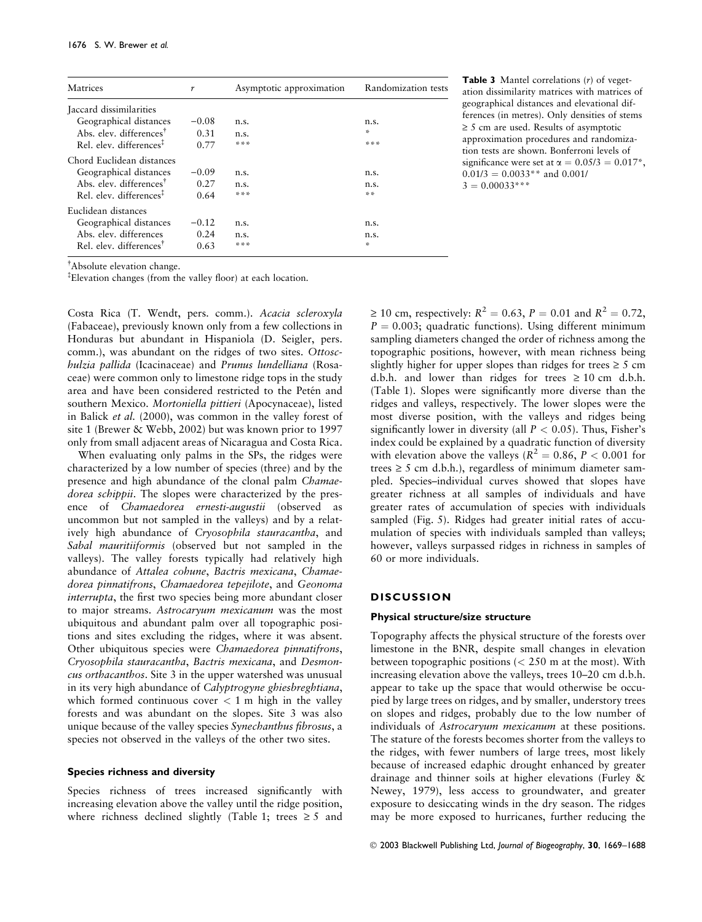**Table 3** Mantel correlations (*r*) of vegetation dissimilarity matrices with matrices of geographical distances and elevational differences (in metres). Only densities of stems ≥ 5 cm are used. Results of asymptotic approximation procedures and randomization tests are shown. Bonferroni levels of significance were set at $\alpha = 0.05/3 = 0.017$*, $0.01/3 = 0.0033$** and $0.001/3 = 0.00033$***

| Matrices | *r* | Asymptotic approximation | Randomization tests |
|---|---|---|---|
| Jaccard dissimilarities | | | |
| Geographical distances | −0.08 | n.s. | n.s. |
| Abs. elev. differences[†] | 0.31 | n.s. | * |
| Rel. elev. differences[‡] | 0.77 | *** | *** |
| Chord Euclidean distances | | | |
| Geographical distances | −0.09 | n.s. | n.s. |
| Abs. elev. differences[†] | 0.27 | n.s. | n.s. |
| Rel. elev. differences[‡] | 0.64 | *** | ** |
| Euclidean distances | | | |
| Geographical distances | −0.12 | n.s. | n.s. |
| Abs. elev. differences | 0.24 | n.s. | n.s. |
| Rel. elev. differences[†] | 0.63 | *** | * |

[†]Absolute elevation change.
[‡]Elevation changes (from the valley floor) at each location.

Costa Rica (T. Wendt, pers. comm.). *Acacia scleroxyla* (Fabaceae), previously known only from a few collections in Honduras but abundant in Hispaniola (D. Seigler, pers. comm.), was abundant on the ridges of two sites. *Ottoschulzia pallida* (Icacinaceae) and *Prunus lundelliana* (Rosaceae) were common only to limestone ridge tops in the study area and have been considered restricted to the Petén and southern Mexico. *Mortoniella pittieri* (Apocynaceae), listed in Balick *et al.* (2000), was common in the valley forest of site 1 (Brewer & Webb, 2002) but was known prior to 1997 only from small adjacent areas of Nicaragua and Costa Rica.

When evaluating only palms in the SPs, the ridges were characterized by a low number of species (three) and by the presence and high abundance of the clonal palm *Chamaedorea schippii*. The slopes were characterized by the presence of *Chamaedorea ernesti-augustii* (observed as uncommon but not sampled in the valleys) and by a relatively high abundance of *Cryosophila stauracantha*, and *Sabal mauritiiformis* (observed but not sampled in the valleys). The valley forests typically had relatively high abundance of *Attalea cohune*, *Bactris mexicana*, *Chamaedorea pinnatifrons*, *Chamaedorea tepejilote*, and *Geonoma interrupta*, the first two species being more abundant closer to major streams. *Astrocaryum mexicanum* was the most ubiquitous and abundant palm over all topographic positions and sites excluding the ridges, where it was absent. Other ubiquitous species were *Chamaedorea pinnatifrons*, *Cryosophila stauracantha*, *Bactris mexicana*, and *Desmoncus orthacanthos*. Site 3 in the upper watershed was unusual in its very high abundance of *Calyptrogyne ghiesbreghtiana*, which formed continuous cover < 1 m high in the valley forests and was abundant on the slopes. Site 3 was also unique because of the valley species *Synechanthus fibrosus*, a species not observed in the valleys of the other two sites.

### Species richness and diversity

Species richness of trees increased significantly with increasing elevation above the valley until the ridge position, where richness declined slightly (Table 1; trees ≥ 5 and ≥ 10 cm, respectively: $R^2 = 0.63$, $P = 0.01$ and $R^2 = 0.72$, $P = 0.003$; quadratic functions). Using different minimum sampling diameters changed the order of richness among the topographic positions, however, with mean richness being slightly higher for upper slopes than ridges for trees ≥ 5 cm d.b.h. and lower than ridges for trees ≥ 10 cm d.b.h. (Table 1). Slopes were significantly more diverse than the ridges and valleys, respectively. The lower slopes were the most diverse position, with the valleys and ridges being significantly lower in diversity (all $P < 0.05$). Thus, Fisher's index could be explained by a quadratic function of diversity with elevation above the valleys ($R^2 = 0.86$, $P < 0.001$ for trees ≥ 5 cm d.b.h.), regardless of minimum diameter sampled. Species–individual curves showed that slopes have greater richness at all samples of individuals and have greater rates of accumulation of species with individuals sampled (Fig. 5). Ridges had greater initial rates of accumulation of species with individuals sampled than valleys; however, valleys surpassed ridges in richness in samples of 60 or more individuals.

## DISCUSSION

### Physical structure/size structure

Topography affects the physical structure of the forests over limestone in the BNR, despite small changes in elevation between topographic positions (< 250 m at the most). With increasing elevation above the valleys, trees 10–20 cm d.b.h. appear to take up the space that would otherwise be occupied by large trees on ridges, and by smaller, understory trees on slopes and ridges, probably due to the low number of individuals of *Astrocaryum mexicanum* at these positions. The stature of the forests becomes shorter from the valleys to the ridges, with fewer numbers of large trees, most likely because of increased edaphic drought enhanced by greater drainage and thinner soils at higher elevations (Furley & Newey, 1979), less access to groundwater, and greater exposure to desiccating winds in the dry season. The ridges may be more exposed to hurricanes, further reducing the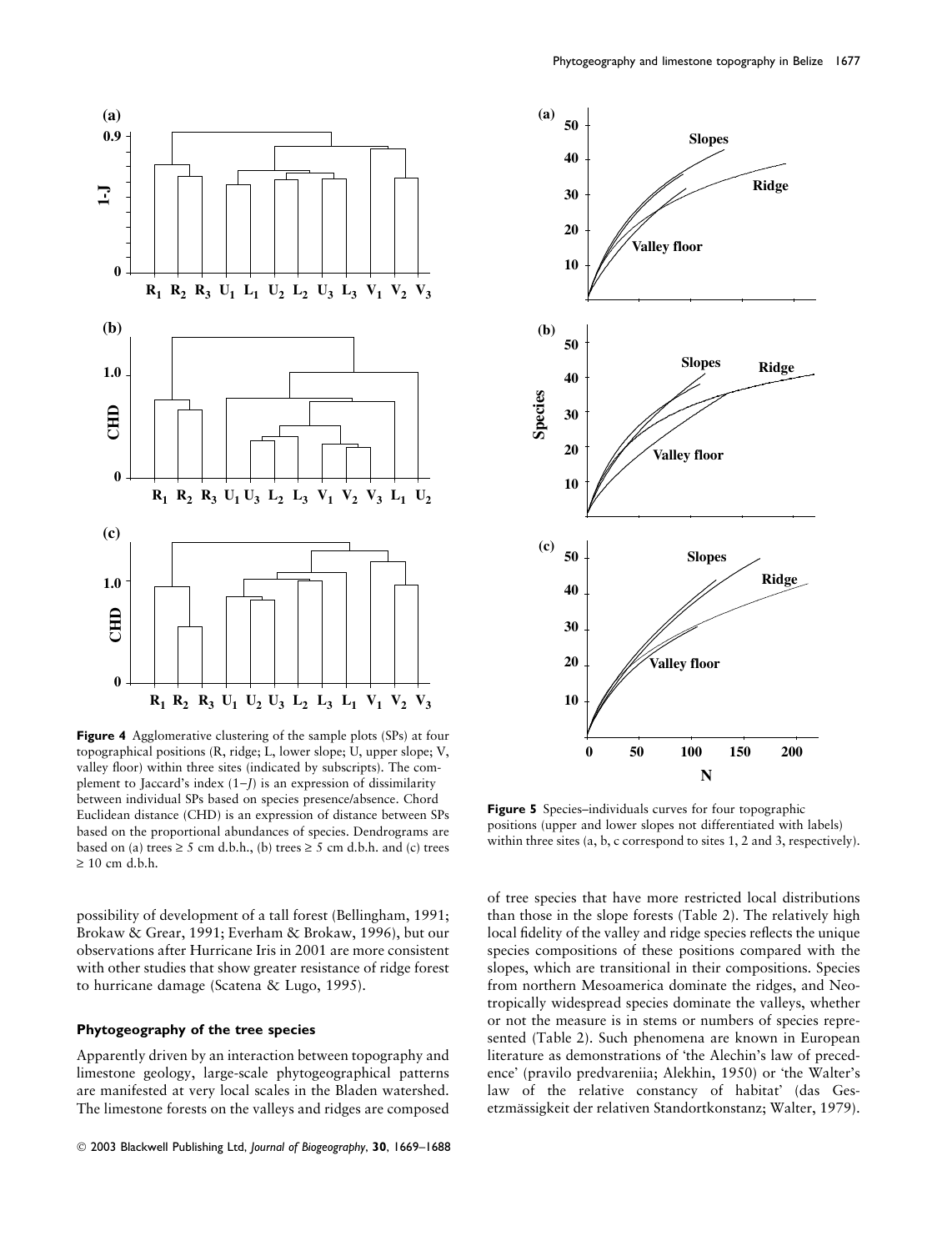**Figure 4** Agglomerative clustering of the sample plots (SPs) at four topographical positions (R, ridge; L, lower slope; U, upper slope; V, valley floor) within three sites (indicated by subscripts). The complement to Jaccard's index (1–*J*) is an expression of dissimilarity between individual SPs based on species presence/absence. Chord Euclidean distance (CHD) is an expression of distance between SPs based on the proportional abundances of species. Dendrograms are based on (a) trees ≥ 5 cm d.b.h., (b) trees ≥ 5 cm d.b.h. and (c) trees ≥ 10 cm d.b.h.

**Figure 5** Species–individuals curves for four topographic positions (upper and lower slopes not differentiated with labels) within three sites (a, b, c correspond to sites 1, 2 and 3, respectively).

possibility of development of a tall forest (Bellingham, 1991; Brokaw & Grear, 1991; Everham & Brokaw, 1996), but our observations after Hurricane Iris in 2001 are more consistent with other studies that show greater resistance of ridge forest to hurricane damage (Scatena & Lugo, 1995).

### Phytogeography of the tree species

Apparently driven by an interaction between topography and limestone geology, large-scale phytogeographical patterns are manifested at very local scales in the Bladen watershed. The limestone forests on the valleys and ridges are composed of tree species that have more restricted local distributions than those in the slope forests (Table 2). The relatively high local fidelity of the valley and ridge species reflects the unique species compositions of these positions compared with the slopes, which are transitional in their compositions. Species from northern Mesoamerica dominate the ridges, and Neotropically widespread species dominate the valleys, whether or not the measure is in stems or numbers of species represented (Table 2). Such phenomena are known in European literature as demonstrations of 'the Alechin's law of precedence' (pravilo predvareniia; Alekhin, 1950) or 'the Walter's law of the relative constancy of habitat' (das Gesetzmässigkeit der relativen Standortkonstanz; Walter, 1979).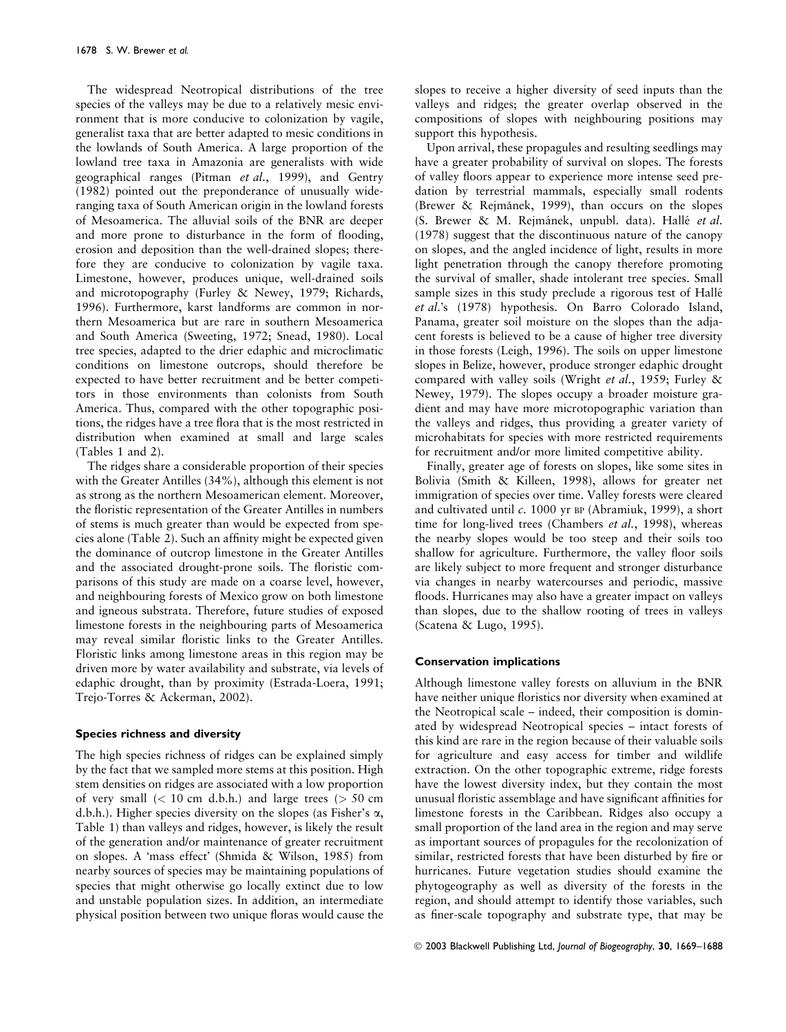The widespread Neotropical distributions of the tree species of the valleys may be due to a relatively mesic environment that is more conducive to colonization by vagile, generalist taxa that are better adapted to mesic conditions in the lowlands of South America. A large proportion of the lowland tree taxa in Amazonia are generalists with wide geographical ranges (Pitman *et al.*, 1999), and Gentry (1982) pointed out the preponderance of unusually wide-ranging taxa of South American origin in the lowland forests of Mesoamerica. The alluvial soils of the BNR are deeper and more prone to disturbance in the form of flooding, erosion and deposition than the well-drained slopes; therefore they are conducive to colonization by vagile taxa. Limestone, however, produces unique, well-drained soils and microtopography (Furley & Newey, 1979; Richards, 1996). Furthermore, karst landforms are common in northern Mesoamerica but are rare in southern Mesoamerica and South America (Sweeting, 1972; Snead, 1980). Local tree species, adapted to the drier edaphic and microclimatic conditions on limestone outcrops, should therefore be expected to have better recruitment and be better competitors in those environments than colonists from South America. Thus, compared with the other topographic positions, the ridges have a tree flora that is the most restricted in distribution when examined at small and large scales (Tables 1 and 2).

The ridges share a considerable proportion of their species with the Greater Antilles (34%), although this element is not as strong as the northern Mesoamerican element. Moreover, the floristic representation of the Greater Antilles in numbers of stems is much greater than would be expected from species alone (Table 2). Such an affinity might be expected given the dominance of outcrop limestone in the Greater Antilles and the associated drought-prone soils. The floristic comparisons of this study are made on a coarse level, however, and neighbouring forests of Mexico grow on both limestone and igneous substrata. Therefore, future studies of exposed limestone forests in the neighbouring parts of Mesoamerica may reveal similar floristic links to the Greater Antilles. Floristic links among limestone areas in this region may be driven more by water availability and substrate, via levels of edaphic drought, than by proximity (Estrada-Loera, 1991; Trejo-Torres & Ackerman, 2002).

### Species richness and diversity

The high species richness of ridges can be explained simply by the fact that we sampled more stems at this position. High stem densities on ridges are associated with a low proportion of very small (< 10 cm d.b.h.) and large trees (> 50 cm d.b.h.). Higher species diversity on the slopes (as Fisher's $\alpha$, Table 1) than valleys and ridges, however, is likely the result of the generation and/or maintenance of greater recruitment on slopes. A 'mass effect' (Shmida & Wilson, 1985) from nearby sources of species may be maintaining populations of species that might otherwise go locally extinct due to low and unstable population sizes. In addition, an intermediate physical position between two unique floras would cause the slopes to receive a higher diversity of seed inputs than the valleys and ridges; the greater overlap observed in the compositions of slopes with neighbouring positions may support this hypothesis.

Upon arrival, these propagules and resulting seedlings may have a greater probability of survival on slopes. The forests of valley floors appear to experience more intense seed predation by terrestrial mammals, especially small rodents (Brewer & Rejmánek, 1999), than occurs on the slopes (S. Brewer & M. Rejmánek, unpubl. data). Hallé *et al.* (1978) suggest that the discontinuous nature of the canopy on slopes, and the angled incidence of light, results in more light penetration through the canopy therefore promoting the survival of smaller, shade intolerant tree species. Small sample sizes in this study preclude a rigorous test of Hallé *et al.*'s (1978) hypothesis. On Barro Colorado Island, Panama, greater soil moisture on the slopes than the adjacent forests is believed to be a cause of higher tree diversity in those forests (Leigh, 1996). The soils on upper limestone slopes in Belize, however, produce stronger edaphic drought compared with valley soils (Wright *et al.*, 1959; Furley & Newey, 1979). The slopes occupy a broader moisture gradient and may have more microtopographic variation than the valleys and ridges, thus providing a greater variety of microhabitats for species with more restricted requirements for recruitment and/or more limited competitive ability.

Finally, greater age of forests on slopes, like some sites in Bolivia (Smith & Killeen, 1998), allows for greater net immigration of species over time. Valley forests were cleared and cultivated until *c.* 1000 yr BP (Abramiuk, 1999), a short time for long-lived trees (Chambers *et al.*, 1998), whereas the nearby slopes would be too steep and their soils too shallow for agriculture. Furthermore, the valley floor soils are likely subject to more frequent and stronger disturbance via changes in nearby watercourses and periodic, massive floods. Hurricanes may also have a greater impact on valleys than slopes, due to the shallow rooting of trees in valleys (Scatena & Lugo, 1995).

### Conservation implications

Although limestone valley forests on alluvium in the BNR have neither unique floristics nor diversity when examined at the Neotropical scale – indeed, their composition is dominated by widespread Neotropical species – intact forests of this kind are rare in the region because of their valuable soils for agriculture and easy access for timber and wildlife extraction. On the other topographic extreme, ridge forests have the lowest diversity index, but they contain the most unusual floristic assemblage and have significant affinities for limestone forests in the Caribbean. Ridges also occupy a small proportion of the land area in the region and may serve as important sources of propagules for the recolonization of similar, restricted forests that have been disturbed by fire or hurricanes. Future vegetation studies should examine the phytogeography as well as diversity of the forests in the region, and should attempt to identify those variables, such as finer-scale topography and substrate type, that may be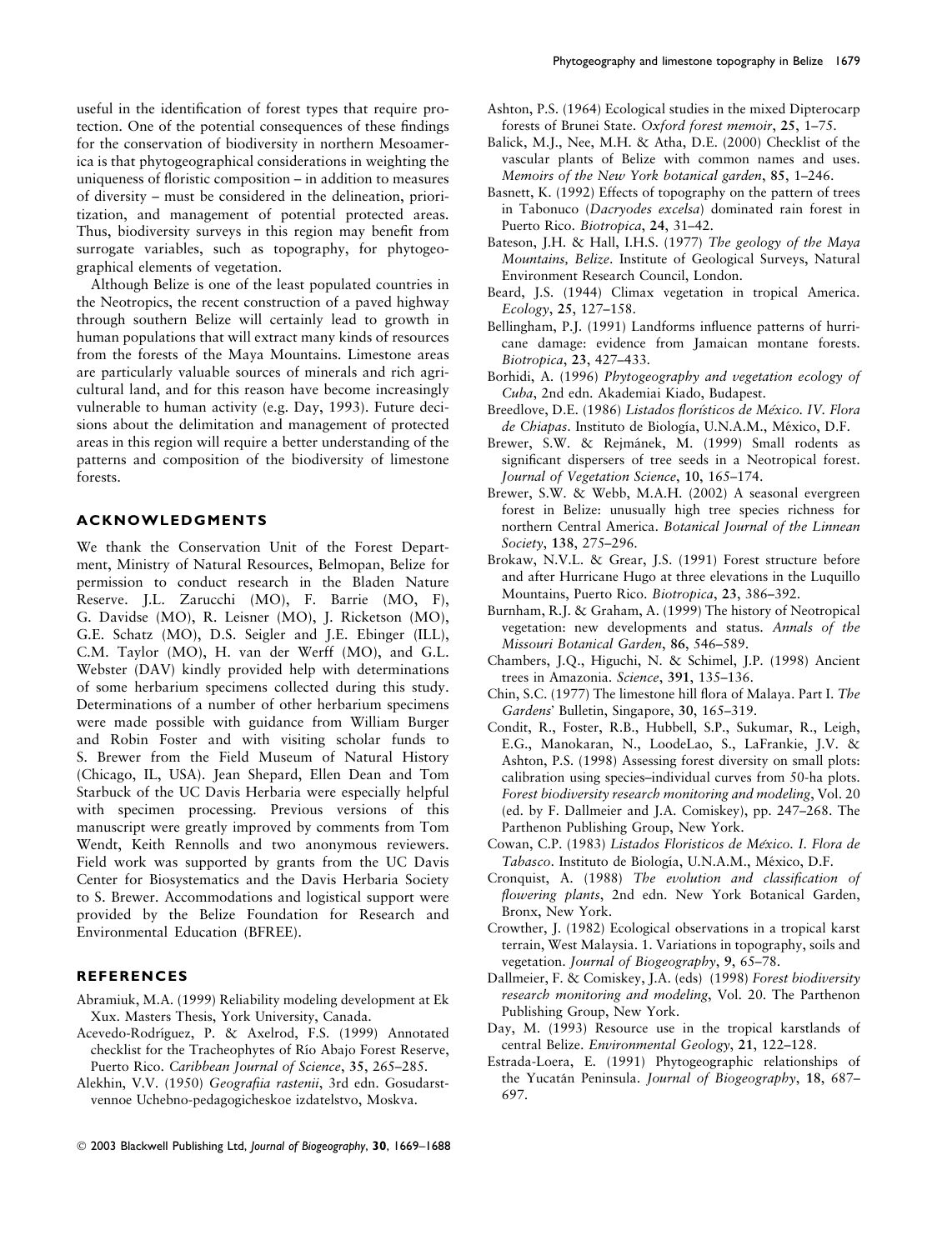useful in the identification of forest types that require protection. One of the potential consequences of these findings for the conservation of biodiversity in northern Mesoamerica is that phytogeographical considerations in weighting the uniqueness of floristic composition – in addition to measures of diversity – must be considered in the delineation, prioritization, and management of potential protected areas. Thus, biodiversity surveys in this region may benefit from surrogate variables, such as topography, for phytogeographical elements of vegetation.

Although Belize is one of the least populated countries in the Neotropics, the recent construction of a paved highway through southern Belize will certainly lead to growth in human populations that will extract many kinds of resources from the forests of the Maya Mountains. Limestone areas are particularly valuable sources of minerals and rich agricultural land, and for this reason have become increasingly vulnerable to human activity (e.g. Day, 1993). Future decisions about the delimitation and management of protected areas in this region will require a better understanding of the patterns and composition of the biodiversity of limestone forests.

## ACKNOWLEDGMENTS

We thank the Conservation Unit of the Forest Department, Ministry of Natural Resources, Belmopan, Belize for permission to conduct research in the Bladen Nature Reserve. J.L. Zarucchi (MO), F. Barrie (MO, F), G. Davidse (MO), R. Leisner (MO), J. Ricketson (MO), G.E. Schatz (MO), D.S. Seigler and J.E. Ebinger (ILL), C.M. Taylor (MO), H. van der Werff (MO), and G.L. Webster (DAV) kindly provided help with determinations of some herbarium specimens collected during this study. Determinations of a number of other herbarium specimens were made possible with guidance from William Burger and Robin Foster and with visiting scholar funds to S. Brewer from the Field Museum of Natural History (Chicago, IL, USA). Jean Shepard, Ellen Dean and Tom Starbuck of the UC Davis Herbaria were especially helpful with specimen processing. Previous versions of this manuscript were greatly improved by comments from Tom Wendt, Keith Rennolls and two anonymous reviewers. Field work was supported by grants from the UC Davis Center for Biosystematics and the Davis Herbaria Society to S. Brewer. Accommodations and logistical support were provided by the Belize Foundation for Research and Environmental Education (BFREE).

## REFERENCES

Abramiuk, M.A. (1999) Reliability modeling development at Ek Xux. Masters Thesis, York University, Canada.

Acevedo-Rodríguez, P. & Axelrod, F.S. (1999) Annotated checklist for the Tracheophytes of Río Abajo Forest Reserve, Puerto Rico. *Caribbean Journal of Science*, **35**, 265–285.

Alekhin, V.V. (1950) *Geografiia rastenii*, 3rd edn. Gosudarstvennoe Uchebno-pedagogicheskoe izdatelstvo, Moskva.

Ashton, P.S. (1964) Ecological studies in the mixed Dipterocarp forests of Brunei State. *Oxford forest memoir*, **25**, 1–75.

Balick, M.J., Nee, M.H. & Atha, D.E. (2000) Checklist of the vascular plants of Belize with common names and uses. *Memoirs of the New York botanical garden*, **85**, 1–246.

Basnett, K. (1992) Effects of topography on the pattern of trees in Tabonuco (*Dacryodes excelsa*) dominated rain forest in Puerto Rico. *Biotropica*, **24**, 31–42.

Bateson, J.H. & Hall, I.H.S. (1977) *The geology of the Maya Mountains, Belize*. Institute of Geological Surveys, Natural Environment Research Council, London.

Beard, J.S. (1944) Climax vegetation in tropical America. *Ecology*, **25**, 127–158.

Bellingham, P.J. (1991) Landforms influence patterns of hurricane damage: evidence from Jamaican montane forests. *Biotropica*, **23**, 427–433.

Borhidi, A. (1996) *Phytogeography and vegetation ecology of Cuba*, 2nd edn. Akademiai Kiado, Budapest.

Breedlove, D.E. (1986) *Listados florísticos de México. IV. Flora de Chiapas*. Instituto de Biología, U.N.A.M., México, D.F.

Brewer, S.W. & Rejmánek, M. (1999) Small rodents as significant dispersers of tree seeds in a Neotropical forest. *Journal of Vegetation Science*, **10**, 165–174.

Brewer, S.W. & Webb, M.A.H. (2002) A seasonal evergreen forest in Belize: unusually high tree species richness for northern Central America. *Botanical Journal of the Linnean Society*, **138**, 275–296.

Brokaw, N.V.L. & Grear, J.S. (1991) Forest structure before and after Hurricane Hugo at three elevations in the Luquillo Mountains, Puerto Rico. *Biotropica*, **23**, 386–392.

Burnham, R.J. & Graham, A. (1999) The history of Neotropical vegetation: new developments and status. *Annals of the Missouri Botanical Garden*, **86**, 546–589.

Chambers, J.Q., Higuchi, N. & Schimel, J.P. (1998) Ancient trees in Amazonia. *Science*, **391**, 135–136.

Chin, S.C. (1977) The limestone hill flora of Malaya. Part I. *The Gardens*' Bulletin, Singapore, **30**, 165–319.

Condit, R., Foster, R.B., Hubbell, S.P., Sukumar, R., Leigh, E.G., Manokaran, N., LoodeLao, S., LaFrankie, J.V. & Ashton, P.S. (1998) Assessing forest diversity on small plots: calibration using species–individual curves from 50-ha plots. *Forest biodiversity research monitoring and modeling*, Vol. 20 (ed. by F. Dallmeier and J.A. Comiskey), pp. 247–268. The Parthenon Publishing Group, New York.

Cowan, C.P. (1983) *Listados Florísticos de México. I. Flora de Tabasco*. Instituto de Biología, U.N.A.M., México, D.F.

Cronquist, A. (1988) *The evolution and classification of flowering plants*, 2nd edn. New York Botanical Garden, Bronx, New York.

Crowther, J. (1982) Ecological observations in a tropical karst terrain, West Malaysia. 1. Variations in topography, soils and vegetation. *Journal of Biogeography*, **9**, 65–78.

Dallmeier, F. & Comiskey, J.A. (eds) (1998) *Forest biodiversity research monitoring and modeling*, Vol. 20. The Parthenon Publishing Group, New York.

Day, M. (1993) Resource use in the tropical karstlands of central Belize. *Environmental Geology*, **21**, 122–128.

Estrada-Loera, E. (1991) Phytogeographic relationships of the Yucatán Peninsula. *Journal of Biogeography*, **18**, 687–697.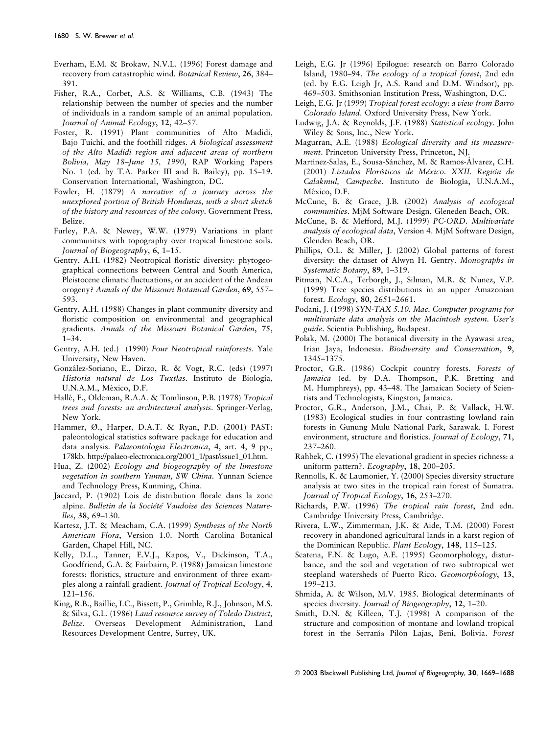Everham, E.M. & Brokaw, N.V.L. (1996) Forest damage and recovery from catastrophic wind. *Botanical Review*, **26**, 384–391.

Fisher, R.A., Corbet, A.S. & Williams, C.B. (1943) The relationship between the number of species and the number of individuals in a random sample of an animal population. *Journal of Animal Ecology*, **12**, 42–57.

Foster, R. (1991) Plant communities of Alto Madidi, Bajo Tuichi, and the foothill ridges. *A biological assessment of the Alto Madidi region and adjacent areas of northern Bolivia, May 18–June 15, 1990*, RAP Working Papers No. 1 (ed. by T.A. Parker III and B. Bailey), pp. 15–19. Conservation International, Washington, DC.

Fowler, H. (1879) *A narrative of a journey across the unexplored portion of British Honduras, with a short sketch of the history and resources of the colony*. Government Press, Belize.

Furley, P.A. & Newey, W.W. (1979) Variations in plant communities with topography over tropical limestone soils. *Journal of Biogeography*, **6**, 1–15.

Gentry, A.H. (1982) Neotropical floristic diversity: phytogeographical connections between Central and South America, Pleistocene climatic fluctuations, or an accident of the Andean orogeny? *Annals of the Missouri Botanical Garden*, **69**, 557–593.

Gentry, A.H. (1988) Changes in plant community diversity and floristic composition on environmental and geographical gradients. *Annals of the Missouri Botanical Garden*, **75**, 1–34.

Gentry, A.H. (ed.) (1990) *Four Neotropical rainforests*. Yale University, New Haven.

González-Soriano, E., Dirzo, R. & Vogt, R.C. (eds) (1997) *Historia natural de Los Tuxtlas*. Instituto de Biología, U.N.A.M., México, D.F.

Hallé, F., Oldeman, R.A.A. & Tomlinson, P.B. (1978) *Tropical trees and forests: an architectural analysis*. Springer-Verlag, New York.

Hammer, Ø., Harper, D.A.T. & Ryan, P.D. (2001) PAST: paleontological statistics software package for education and data analysis. *Palaeontologia Electronica*, **4**, art. 4, 9 pp., 178kb. http://palaeo-electronica.org/2001_1/past/issue1_01.htm.

Hua, Z. (2002) *Ecology and biogeography of the limestone vegetation in southern Yunnan, SW China*. Yunnan Science and Technology Press, Kunming, China.

Jaccard, P. (1902) Lois de distribution florale dans la zone alpine. *Bulletin de la Société Vaudoise des Sciences Naturelles*, **38**, 69–130.

Kartesz, J.T. & Meacham, C.A. (1999) *Synthesis of the North American Flora*, Version 1.0. North Carolina Botanical Garden, Chapel Hill, NC.

Kelly, D.L., Tanner, E.V.J., Kapos, V., Dickinson, T.A., Goodfriend, G.A. & Fairbairn, P. (1988) Jamaican limestone forests: floristics, structure and environment of three examples along a rainfall gradient. *Journal of Tropical Ecology*, **4**, 121–156.

King, R.B., Baillie, I.C., Bissett, P., Grimble, R.J., Johnson, M.S. & Silva, G.L. (1986) *Land resource survey of Toledo District, Belize*. Overseas Development Administration, Land Resources Development Centre, Surrey, UK.

Leigh, E.G. Jr (1996) Epilogue: research on Barro Colorado Island, 1980–94. *The ecology of a tropical forest*, 2nd edn (ed. by E.G. Leigh Jr, A.S. Rand and D.M. Windsor), pp. 469–503. Smithsonian Institution Press, Washington, D.C.

Leigh, E.G. Jr (1999) *Tropical forest ecology: a view from Barro Colorado Island*. Oxford University Press, New York.

Ludwig, J.A. & Reynolds, J.F. (1988) *Statistical ecology*. John Wiley & Sons, Inc., New York.

Magurran, A.E. (1988) *Ecological diversity and its measurement*. Princeton University Press, Princeton, NJ.

Martínez-Salas, E., Sousa-Sánchez, M. & Ramos-Álvarez, C.H. (2001) *Listados Florísticos de México. XXII. Región de Calakmul, Campeche*. Instituto de Biología, U.N.A.M., México, D.F.

McCune, B. & Grace, J.B. (2002) *Analysis of ecological communities*. MjM Software Design, Gleneden Beach, OR.

McCune, B. & Mefford, M.J. (1999) *PC-ORD. Multivariate analysis of ecological data*, Version 4. MjM Software Design, Glenden Beach, OR.

Phillips, O.L. & Miller, J. (2002) Global patterns of forest diversity: the dataset of Alwyn H. Gentry. *Monographs in Systematic Botany*, **89**, 1–319.

Pitman, N.C.A., Terborgh, J., Silman, M.R. & Nunez, V.P. (1999) Tree species distributions in an upper Amazonian forest. *Ecology*, **80**, 2651–2661.

Podani, J. (1998) *SYN-TAX 5.10. Mac. Computer programs for multivariate data analysis on the Macintosh system. User's guide*. Scientia Publishing, Budapest.

Polak, M. (2000) The botanical diversity in the Ayawasi area, Irian Jaya, Indonesia. *Biodiversity and Conservation*, **9**, 1345–1375.

Proctor, G.R. (1986) Cockpit country forests. *Forests of Jamaica* (ed. by D.A. Thompson, P.K. Bretting and M. Humphreys), pp. 43–48. The Jamaican Society of Scientists and Technologists, Kingston, Jamaica.

Proctor, G.R., Anderson, J.M., Chai, P. & Vallack, H.W. (1983) Ecological studies in four contrasting lowland rain forests in Gunung Mulu National Park, Sarawak. I. Forest environment, structure and floristics. *Journal of Ecology*, **71**, 237–260.

Rahbek, C. (1995) The elevational gradient in species richness: a uniform pattern?. *Ecography*, **18**, 200–205.

Rennolls, K. & Laumonier, Y. (2000) Species diversity structure analysis at two sites in the tropical rain forest of Sumatra. *Journal of Tropical Ecology*, **16**, 253–270.

Richards, P.W. (1996) *The tropical rain forest*, 2nd edn. Cambridge University Press, Cambridge.

Rivera, L.W., Zimmerman, J.K. & Aide, T.M. (2000) Forest recovery in abandoned agricultural lands in a karst region of the Dominican Republic. *Plant Ecology*, **148**, 115–125.

Scatena, F.N. & Lugo, A.E. (1995) Geomorphology, disturbance, and the soil and vegetation of two subtropical wet steepland watersheds of Puerto Rico. *Geomorphology*, **13**, 199–213.

Shmida, A. & Wilson, M.V. 1985. Biological determinants of species diversity. *Journal of Biogeography*, **12**, 1–20.

Smith, D.N. & Killeen, T.J. (1998) A comparison of the structure and composition of montane and lowland tropical forest in the Serranía Pilón Lajas, Beni, Bolivia. *Forest*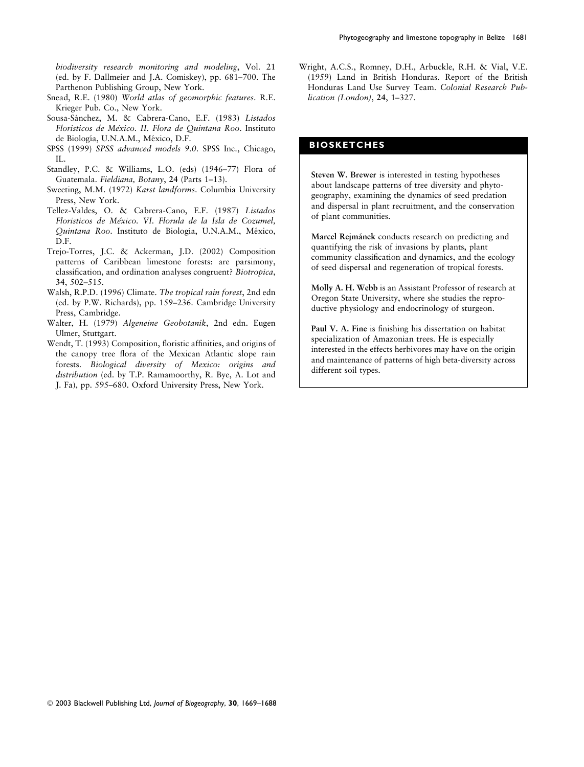*biodiversity research monitoring and modeling*, Vol. 21 (ed. by F. Dallmeier and J.A. Comiskey), pp. 681–700. The Parthenon Publishing Group, New York.

Snead, R.E. (1980) *World atlas of geomorphic features*. R.E. Krieger Pub. Co., New York.

Sousa-Sánchez, M. & Cabrera-Cano, E.F. (1983) *Listados Floristicos de México. II. Flora de Quintana Roo*. Instituto de Biología, U.N.A.M., México, D.F.

SPSS (1999) *SPSS advanced models 9.0*. SPSS Inc., Chicago, IL.

Standley, P.C. & Williams, L.O. (eds) (1946–77) Flora of Guatemala. *Fieldiana, Botany*, **24** (Parts 1–13).

Sweeting, M.M. (1972) *Karst landforms*. Columbia University Press, New York.

Tellez-Valdes, O. & Cabrera-Cano, E.F. (1987) *Listados Floristicos de México. VI. Florula de la Isla de Cozumel, Quintana Roo*. Instituto de Biología, U.N.A.M., México, D.F.

Trejo-Torres, J.C. & Ackerman, J.D. (2002) Composition patterns of Caribbean limestone forests: are parsimony, classification, and ordination analyses congruent? *Biotropica*, **34**, 502–515.

Walsh, R.P.D. (1996) Climate. *The tropical rain forest*, 2nd edn (ed. by P.W. Richards), pp. 159–236. Cambridge University Press, Cambridge.

Walter, H. (1979) *Algeneine Geobotanik*, 2nd edn. Eugen Ulmer, Stuttgart.

Wendt, T. (1993) Composition, floristic affinities, and origins of the canopy tree flora of the Mexican Atlantic slope rain forests. *Biological diversity of Mexico: origins and distribution* (ed. by T.P. Ramamoorthy, R. Bye, A. Lot and J. Fa), pp. 595–680. Oxford University Press, New York.

Wright, A.C.S., Romney, D.H., Arbuckle, R.H. & Vial, V.E. (1959) Land in British Honduras. Report of the British Honduras Land Use Survey Team. *Colonial Research Publication (London)*, **24**, 1–327.

## BIOSKETCHES

**Steven W. Brewer** is interested in testing hypotheses about landscape patterns of tree diversity and phytogeography, examining the dynamics of seed predation and dispersal in plant recruitment, and the conservation of plant communities.

**Marcel Rejmánek** conducts research on predicting and quantifying the risk of invasions by plants, plant community classification and dynamics, and the ecology of seed dispersal and regeneration of tropical forests.

**Molly A. H. Webb** is an Assistant Professor of research at Oregon State University, where she studies the reproductive physiology and endocrinology of sturgeon.

**Paul V. A. Fine** is finishing his dissertation on habitat specialization of Amazonian trees. He is especially interested in the effects herbivores may have on the origin and maintenance of patterns of high beta-diversity across different soil types.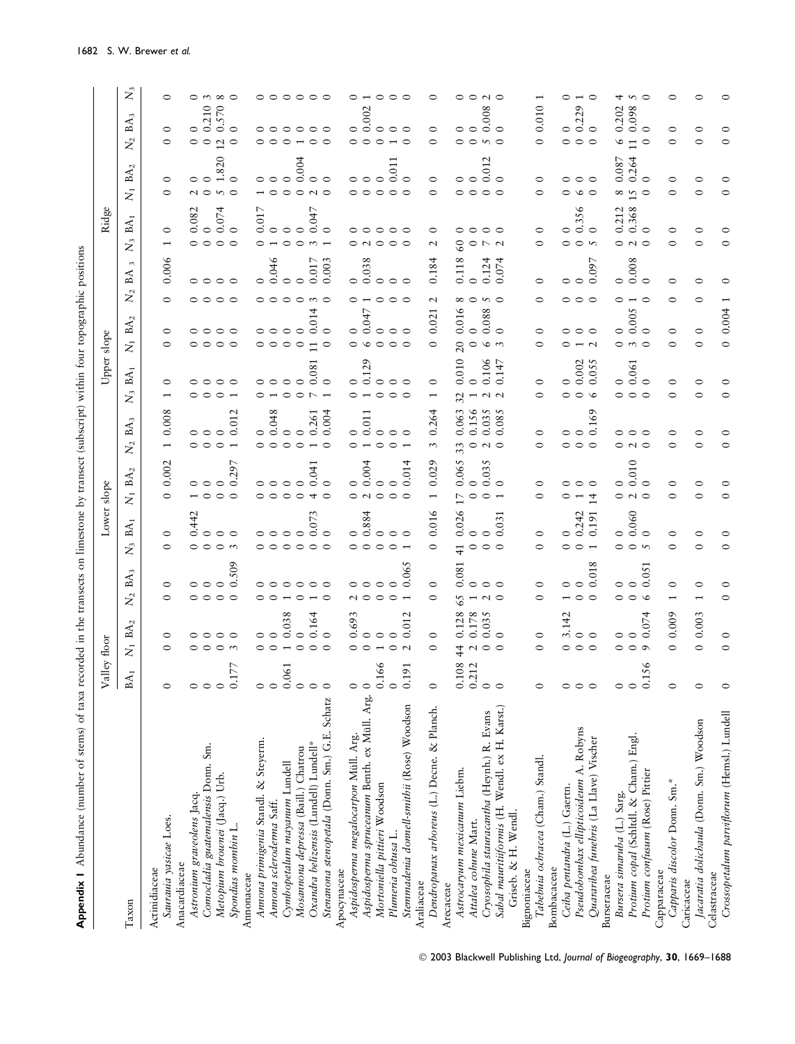**Appendix 1** Abundance (number of stems) of taxa recorded in the transects on limestone by transect (subscript) within four topographic positions

| Taxon | Valley floor | | | | | Lower slope | | | | | | Upper slope | | | | | | Ridge | | | | | | |
|---|---|---|---|---|---|---|---|---|---|---|---|---|---|---|---|---|---|---|---|---|---|---|---|---|
| | $BA_1$ | $N_1$ | $BA_2$ | $N_2$ | $BA_3$ | $N_3$ | $BA_1$ | $N_1$ | $BA_2$ | $N_2$ | $BA_3$ | $N_3$ | $BA_1$ | $N_1$ | $BA_2$ | $N_2$ | $BA_3$ | $N_3$ | $BA_1$ | $N_1$ | $BA_2$ | $N_2$ | $BA_3$ | $N_3$ |
| **Actinidiaceae** | | | | | | | | | | | | | | | | | | | | | | | | |
| *Saurauia yasicae* Loes. | 0 | 0 | 0 | 0 | 0 | 0 | 0 | 0 | 0.002 | 1 | 0.008 | 1 | 0 | 0 | 0 | 0 | 0.006 | 1 | 0 | 0 | 0 | 0 | 0 | 0 |
| **Anacardiaceae** | | | | | | | | | | | | | | | | | | | | | | | | |
| *Astronium graveolens* Jacq. | 0 | 0 | 0 | 0 | 0 | 0 | 0.442 | 1 | 0 | 0 | 0 | 0 | 0 | 0 | 0 | 0 | 0 | 0 | 0.082 | 2 | 0 | 0 | 0 | 0 |
| *Comocladia guatemalensis* Donn. Sm. | 0 | 0 | 0 | 0 | 0 | 0 | 0 | 0 | 0 | 0 | 0 | 0 | 0 | 0 | 0 | 0 | 0 | 0 | 0 | 0 | 0 | 0 | 0.210 | 3 |
| *Metopium brownei* (Jacq.) Urb. | 0 | 0 | 0 | 0 | 0 | 0 | 0 | 0 | 0 | 0 | 0 | 0 | 0 | 0 | 0 | 0 | 0 | 0 | 0.074 | 5 | 1.820 | 12 | 0.570 | 8 |
| *Spondias mombin* L. | 0.177 | 3 | 0 | 0 | 0.509 | 3 | 0 | 0 | 0.297 | 1 | 0.012 | 1 | 0 | 0 | 0 | 0 | 0 | 0 | 0 | 0 | 0 | 0 | 0 | 0 |
| **Annonaceae** | | | | | | | | | | | | | | | | | | | | | | | | |
| *Annona primigenia* Standl. & Steyerm. | 0 | 0 | 0 | 0 | 0 | 0 | 0 | 0 | 0 | 0 | 0 | 0 | 0 | 0 | 0 | 0 | 0 | 0 | 0.017 | 1 | 0 | 0 | 0 | 0 |
| *Annona scleroderma* Saff. | 0 | 0 | 0 | 0 | 0 | 0 | 0 | 0 | 0 | 0 | 0.048 | 1 | 0 | 0 | 0 | 0 | 0.046 | 1 | 0 | 0 | 0 | 0 | 0 | 0 |
| *Cymbopetalum mayanum* Lundell | 0.061 | 1 | 0.038 | 1 | 0 | 0 | 0 | 0 | 0 | 0 | 0 | 0 | 0 | 0 | 0 | 0 | 0 | 0 | 0 | 0 | 0 | 0 | 0 | 0 |
| *Mosannona depressa* (Baill.) Chatrou | 0 | 0 | 0 | 0 | 0 | 0 | 0 | 0 | 0 | 0 | 0 | 0 | 0 | 0 | 0 | 0 | 0 | 0 | 0 | 0 | 0.004 | 1 | 0 | 0 |
| *Oxandra belizensis* (Lundell) Lundell* | 0 | 0 | 0.164 | 1 | 0 | 0 | 0.073 | 4 | 0.041 | 1 | 0.261 | 7 | 0.081 | 11 | 0.014 | 3 | 0.017 | 3 | 0.047 | 2 | 0 | 0 | 0 | 0 |
| *Stenanona stenopetala* (Donn. Sm.) G.E. Schatz | 0 | 0 | 0 | 0 | 0 | 0 | 0 | 0 | 0 | 0 | 0.004 | 1 | 0 | 0 | 0 | 0 | 0.003 | 1 | 0 | 0 | 0 | 0 | 0 | 0 |
| **Apocynaceae** | | | | | | | | | | | | | | | | | | | | | | | | |
| *Aspidosperma megalocarpon* Müll. Arg. | 0 | 0 | 0.693 | 2 | 0 | 0 | 0 | 0 | 0 | 0 | 0 | 0 | 0 | 0 | 0 | 0 | 0 | 0 | 0 | 0 | 0 | 0 | 0 | 0 |
| *Aspidosperma spruceanum* Benth. ex Müll. Arg. | 0 | 0 | 0 | 0 | 0 | 0 | 0.884 | 2 | 0.004 | 1 | 0.011 | 1 | 0.129 | 6 | 0.047 | 1 | 0.038 | 2 | 0 | 0 | 0 | 0 | 0.002 | 1 |
| *Mortoniella pittieri* Woodson | 0.166 | 1 | 0 | 0 | 0 | 0 | 0 | 0 | 0 | 0 | 0 | 0 | 0 | 0 | 0 | 0 | 0 | 0 | 0 | 0 | 0 | 0 | 0 | 0 |
| *Plumeria obtusa* L. | 0 | 0 | 0 | 0 | 0 | 0 | 0 | 0 | 0 | 0 | 0 | 0 | 0 | 0 | 0 | 0 | 0 | 0 | 0 | 0 | 0.011 | 1 | 0 | 0 |
| *Stemmadenia donnell-smithii* (Rose) Woodson | 0.191 | 2 | 0.012 | 1 | 0.065 | 1 | 0 | 0 | 0.014 | 1 | 0 | 0 | 0 | 0 | 0 | 0 | 0 | 0 | 0 | 0 | 0 | 0 | 0 | 0 |
| **Araliaceae** | | | | | | | | | | | | | | | | | | | | | | | | |
| *Dendropanax arboreus* (L.) Decne. & Planch. | 0 | 0 | 0 | 0 | 0 | 0 | 0.016 | 1 | 0.029 | 3 | 0.264 | 1 | 0 | 0 | 0.021 | 2 | 0.184 | 2 | 0 | 0 | 0 | 0 | 0 | 0 |
| **Arecaceae** | | | | | | | | | | | | | | | | | | | | | | | | |
| *Astrocaryum mexicanum* Liebm. | 0.108 | 44 | 0.128 | 65 | 0.081 | 41 | 0.026 | 17 | 0.065 | 33 | 0.063 | 32 | 0.010 | 20 | 0.016 | 8 | 0.118 | 60 | 0 | 0 | 0 | 0 | 0 | 0 |
| *Attalea cohune* Mart. | 0.212 | 2 | 0.178 | 1 | 0 | 0 | 0 | 0 | 0 | 0 | 0.156 | 1 | 0 | 0 | 0 | 0 | 0 | 0 | 0 | 0 | 0 | 0 | 0 | 0 |
| *Cryosophila stauracantha* (Heynh.) R. Evans | 0 | 0 | 0.035 | 2 | 0 | 0 | 0 | 0 | 0.035 | 2 | 0.035 | 2 | 0.106 | 6 | 0.088 | 5 | 0.124 | 7 | 0 | 0 | 0.012 | 5 | 0.008 | 2 |
| *Sabal mauritiiformis* (H. Wendl. ex H. Karst.) Griseb. & H. Wendl. | 0 | 0 | 0 | 0 | 0 | 0 | 0.031 | 1 | 0 | 0 | 0.085 | 2 | 0.147 | 3 | 0 | 0 | 0.074 | 2 | 0 | 0 | 0 | 0 | 0 | 0 |
| **Bignoniaceae** | | | | | | | | | | | | | | | | | | | | | | | | |
| *Tabebuia ochracea* (Cham.) Standl. | 0 | 0 | 0 | 0 | 0 | 0 | 0 | 0 | 0 | 0 | 0 | 0 | 0 | 0 | 0 | 0 | 0 | 0 | 0 | 0 | 0 | 0 | 0.010 | 1 |
| **Bombacaceae** | | | | | | | | | | | | | | | | | | | | | | | | |
| *Ceiba pentandra* (L.) Gaertn. | 0 | 0 | 0 | 1 | 0 | 0 | 0 | 0 | 0 | 0 | 0 | 0 | 0 | 0 | 0 | 0 | 0 | 0 | 0 | 0 | 0 | 0 | 0 | 0 |
| *Pseudobombax ellipticoideum* A. Robyns | 0 | 0 | 3.142 | 0 | 0 | 0 | 0.242 | 1 | 0 | 0 | 0 | 0 | 0.002 | 1 | 0 | 0 | 0 | 0 | 0.356 | 6 | 0 | 0 | 0.229 | 1 |
| *Quararibea funebris* (La Llave) Vischer | 0 | 0 | 0 | 0 | 0.018 | 1 | 0.191 | 14 | 0 | 0 | 0.169 | 6 | 0.055 | 2 | 0 | 0 | 0.097 | 5 | 0 | 0 | 0 | 0 | 0 | 0 |
| **Burseraceae** | | | | | | | | | | | | | | | | | | | | | | | | |
| *Bursera simaruba* (L.) Sarg. | 0 | 0 | 0 | 0 | 0 | 0 | 0 | 0 | 0 | 0 | 0 | 0 | 0 | 0 | 0 | 0 | 0 | 0 | 0.212 | 8 | 0.087 | 6 | 0.202 | 4 |
| *Protium copal* (Schltdl. & Cham.) Engl. | 0 | 0 | 0 | 0 | 0 | 0 | 0.060 | 2 | 0.010 | 2 | 0 | 0 | 0.061 | 3 | 0.005 | 1 | 0.008 | 2 | 0.368 | 15 | 0.264 | 11 | 0.098 | 5 |
| *Protium confusum* (Rose) Pittier | 0.156 | 9 | 0.074 | 6 | 0.051 | 5 | 0 | 0 | 0 | 0 | 0 | 0 | 0 | 0 | 0 | 0 | 0 | 0 | 0 | 0 | 0 | 0 | 0 | 0 |
| **Capparaceae** | | | | | | | | | | | | | | | | | | | | | | | | |
| *Capparis discolor* Donn. Sm.* | 0 | 0 | 0.009 | 1 | 0 | 0 | 0 | 0 | 0 | 0 | 0 | 0 | 0 | 0 | 0 | 0 | 0 | 0 | 0 | 0 | 0 | 0 | 0 | 0 |
| **Caricaceae** | | | | | | | | | | | | | | | | | | | | | | | | |
| *Jacaratia dolichaula* (Donn. Sm.) Woodson | 0 | 0 | 0.003 | 1 | 0 | 0 | 0 | 0 | 0 | 0 | 0 | 0 | 0 | 0 | 0 | 0 | 0 | 0 | 0 | 0 | 0 | 0 | 0 | 0 |
| **Celastraceae** | | | | | | | | | | | | | | | | | | | | | | | | |
| *Crossopetalum parviflorum* (Hemsl.) Lundell | 0 | 0 | 0 | 0 | 0 | 0 | 0 | 0 | 0 | 0 | 0 | 0 | 0 | 0 | 0.004 | 1 | 0 | 0 | 0 | 0 | 0 | 0 | 0 | 0 |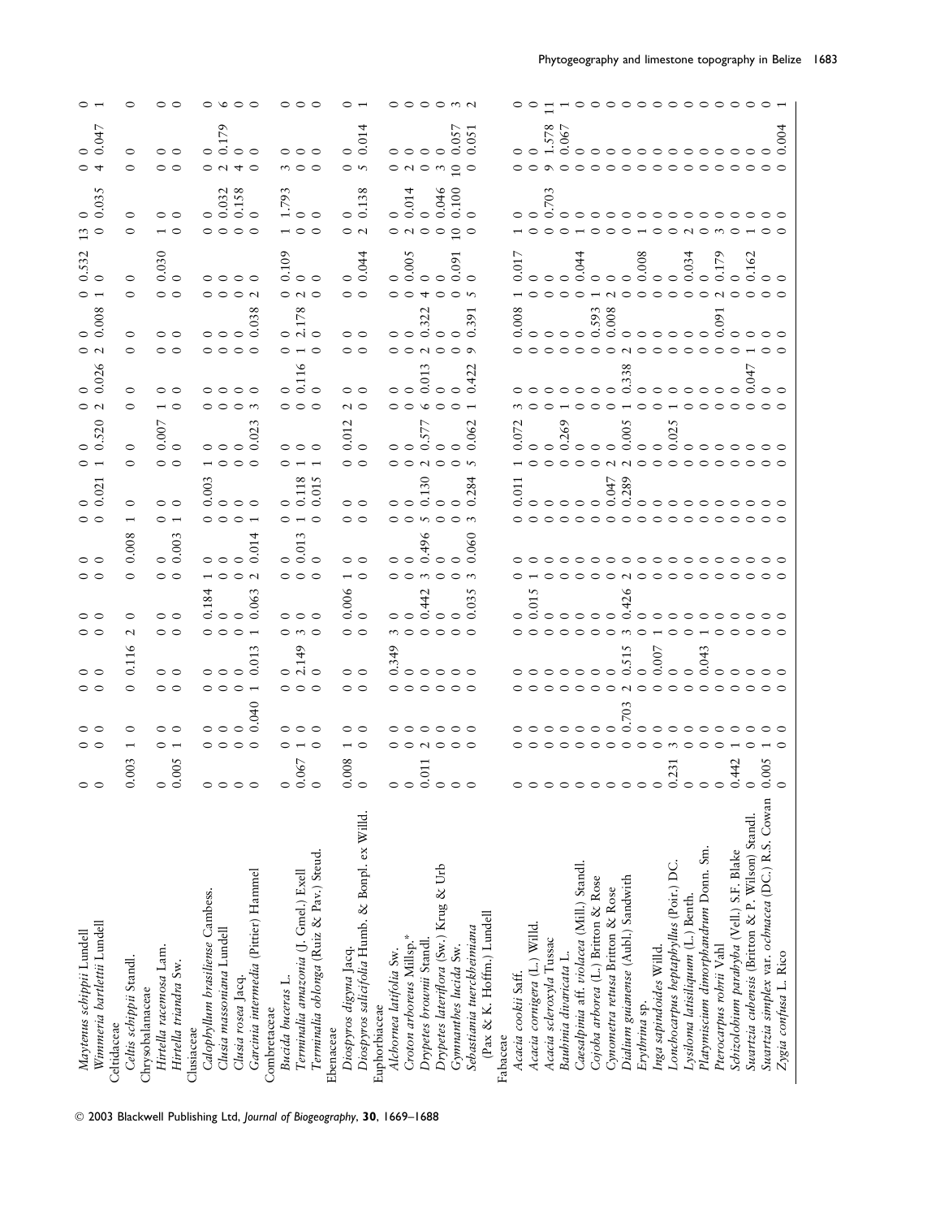| Species | | | | | | | | | | | | | | | | | | | | | | | | |
|---|---|---|---|---|---|---|---|---|---|---|---|---|---|---|---|---|---|---|---|---|---|---|---|---|
| *Maytenus schippii* Lundell | 0 | 0 | 0 | 0 | 0 | 0 | 0 | 0 | 0 | 0 | 0 | 0 | 0 | 0 | 0 | 0 | 0 | 0 | 0.532 | 13 | 0 | 0 | 0 | 0 |
| *Wimmeria bartlettii* Lundell | 0 | 0 | 0 | 0 | 0 | 0 | 0 | 0 | 0 | 0 | 0.021 | 1 | 0.520 | 2 | 0.026 | 2 | 0.008 | 1 | 0 | 0 | 0.035 | 4 | 0.047 | 1 |
| Celtidaceae | | | | | | | | | | | | | | | | | | | | | | | | |
| *Celtis schippii* Standl. | 0.003 | 1 | 0 | 0 | 0.116 | 2 | 0 | 0 | 0.008 | 1 | 0 | 0 | 0 | 0 | 0 | 0 | 0 | 0 | 0 | 0 | 0 | 0 | 0 | 0 |
| Chrysobalanaceae | | | | | | | | | | | | | | | | | | | | | | | | |
| *Hirtella racemosa* Lam. | 0 | 0 | 0 | 0 | 0 | 0 | 0 | 0 | 0 | 0 | 0 | 0 | 0.007 | 1 | 0 | 0 | 0 | 0 | 0.030 | 1 | 0 | 0 | 0 | 0 |
| *Hirtella triandra* Sw. | 0.005 | 1 | 0 | 0 | 0 | 0 | 0 | 0 | 0.003 | 1 | 0 | 0 | 0 | 0 | 0 | 0 | 0 | 0 | 0 | 0 | 0 | 0 | 0 | 0 |
| Clusiaceae | | | | | | | | | | | | | | | | | | | | | | | | |
| *Calophyllum brasiliense* Cambess. | 0 | 0 | 0 | 0 | 0 | 0 | 0.184 | 1 | 0 | 0 | 0.003 | 1 | 0 | 0 | 0 | 0 | 0 | 0 | 0 | 0 | 0 | 0 | 0 | 0 |
| *Clusia massoniana* Lundell | 0 | 0 | 0 | 0 | 0 | 0 | 0 | 0 | 0 | 0 | 0 | 0 | 0 | 0 | 0 | 0 | 0 | 0 | 0 | 0 | 0.032 | 2 | 0.179 | 6 |
| *Clusia rosea* Jacq. | 0 | 0 | 0 | 0 | 0 | 0 | 0 | 0 | 0 | 0 | 0 | 0 | 0 | 0 | 0 | 0 | 0 | 0 | 0 | 0 | 0.158 | 4 | 0 | 0 |
| *Garcinia intermedia* (Pittier) Hammel | 0 | 0 | 0.040 | 1 | 0.013 | 1 | 0.063 | 2 | 0.014 | 1 | 0 | 0 | 0.023 | 3 | 0 | 0 | 0.038 | 2 | 0 | 0 | 0 | 0 | 0 | 0 |
| Combretaceae | | | | | | | | | | | | | | | | | | | | | | | | |
| *Bucida buceras* L. | 0 | 0 | 0 | 0 | 0 | 0 | 0 | 0 | 0 | 0 | 0 | 0 | 0 | 0 | 0 | 0 | 0 | 0 | 0.109 | 1 | 1.793 | 3 | 0 | 0 |
| *Terminalia amazonia* (J. Gmel.) Exell | 0.067 | 1 | 0 | 0 | 2.149 | 3 | 0 | 0 | 0.013 | 1 | 0.118 | 1 | 0 | 0 | 0.116 | 1 | 2.178 | 2 | 0 | 0 | 0 | 0 | 0 | 0 |
| *Terminalia oblonga* (Ruiz & Pav.) Steud. | 0 | 0 | 0 | 0 | 0 | 0 | 0 | 0 | 0 | 0 | 0.015 | 1 | 0 | 0 | 0 | 0 | 0 | 0 | 0 | 0 | 0 | 0 | 0 | 0 |
| Ebenaceae | | | | | | | | | | | | | | | | | | | | | | | | |
| *Diospyros digyna* Jacq. | 0.008 | 1 | 0 | 0 | 0 | 0 | 0.006 | 1 | 0 | 0 | 0 | 0 | 0.012 | 2 | 0 | 0 | 0 | 0 | 0 | 0 | 0 | 0 | 0 | 0 |
| *Diospyros salicifolia* Humb. & Bonpl. ex Willd. | 0 | 0 | 0 | 0 | 0 | 0 | 0 | 0 | 0 | 0 | 0 | 0 | 0 | 0 | 0 | 0 | 0 | 0 | 0.044 | 2 | 0.138 | 5 | 0.014 | 1 |
| Euphorbiaceae | | | | | | | | | | | | | | | | | | | | | | | | |
| *Alchornea latifolia* Sw. | 0 | 0 | 0 | 0 | 0.349 | 3 | 0 | 0 | 0 | 0 | 0 | 0 | 0 | 0 | 0 | 0 | 0 | 0 | 0 | 0 | 0 | 0 | 0 | 0 |
| *Croton arboreus* Millsp.* | 0 | 0 | 0 | 0 | 0 | 0 | 0 | 0 | 0 | 0 | 0 | 0 | 0 | 0 | 0 | 0 | 0 | 0 | 0.005 | 2 | 0.014 | 2 | 0 | 0 |
| *Drypetes brownii* Standl. | 0.011 | 2 | 0 | 0 | 0 | 0 | 0.442 | 3 | 0.496 | 5 | 0.130 | 2 | 0.577 | 6 | 0.013 | 2 | 0.322 | 4 | 0 | 0 | 0 | 0 | 0 | 0 |
| *Drypetes lateriflora* (Sw.) Krug & Urb | 0 | 0 | 0 | 0 | 0 | 0 | 0 | 0 | 0 | 0 | 0 | 0 | 0 | 0 | 0 | 0 | 0 | 0 | 0 | 0 | 0.046 | 3 | 0 | 0 |
| *Gymnanthes lucida* Sw. | 0 | 0 | 0 | 0 | 0 | 0 | 0 | 0 | 0 | 0 | 0 | 0 | 0 | 0 | 0 | 0 | 0 | 0 | 0.091 | 10 | 0.100 | 10 | 0.057 | 3 |
| *Sebastiania tuerckheimiana* (Pax & K. Hoffm.) Lundell | 0 | 0 | 0 | 0 | 0 | 0 | 0.035 | 3 | 0.060 | 3 | 0.284 | 5 | 0.062 | 1 | 0.422 | 9 | 0.391 | 5 | 0 | 0 | 0 | 0 | 0.051 | 2 |
| Fabaceae | | | | | | | | | | | | | | | | | | | | | | | | |
| *Acacia cookii* Saff. | 0 | 0 | 0 | 0 | 0 | 0 | 0 | 0 | 0 | 0 | 0.011 | 1 | 0.072 | 3 | 0 | 0 | 0.008 | 1 | 0.017 | 1 | 0 | 0 | 0 | 0 |
| *Acacia cornigera* (L.) Willd. | 0 | 0 | 0 | 0 | 0 | 0 | 0.015 | 1 | 0 | 0 | 0 | 0 | 0 | 0 | 0 | 0 | 0 | 0 | 0 | 0 | 0 | 0 | 0 | 0 |
| *Acacia scleroxyla* Tussac | 0 | 0 | 0 | 0 | 0 | 0 | 0 | 0 | 0 | 0 | 0 | 0 | 0 | 0 | 0 | 0 | 0 | 0 | 0 | 0 | 0.703 | 9 | 1.578 | 11 |
| *Bauhinia divaricata* L. | 0 | 0 | 0 | 0 | 0 | 0 | 0 | 0 | 0 | 0 | 0 | 0 | 0.269 | 1 | 0 | 0 | 0 | 0 | 0 | 0 | 0 | 0 | 0.067 | 1 |
| *Caesalpinia* aff. *violacea* (Mill.) Standl. | 0 | 0 | 0 | 0 | 0 | 0 | 0 | 0 | 0 | 0 | 0 | 0 | 0 | 0 | 0 | 0 | 0 | 0 | 0.044 | 1 | 0 | 0 | 0 | 0 |
| *Cojoba arborea* (L.) Britton & Rose | 0 | 0 | 0 | 0 | 0 | 0 | 0 | 0 | 0 | 0 | 0 | 0 | 0 | 0 | 0 | 0 | 0.593 | 1 | 0 | 0 | 0 | 0 | 0 | 0 |
| *Cynometra retusa* Britton & Rose | 0 | 0 | 0 | 0 | 0 | 0 | 0 | 0 | 0 | 0 | 0.047 | 2 | 0 | 0 | 0 | 0 | 0.008 | 2 | 0 | 0 | 0 | 0 | 0 | 0 |
| *Dialium guianense* (Aubl.) Sandwith | 0 | 0 | 0.703 | 2 | 0.515 | 3 | 0.426 | 2 | 0 | 0 | 0.289 | 2 | 0.005 | 1 | 0.338 | 2 | 0 | 0 | 0 | 0 | 0 | 0 | 0 | 0 |
| *Erythrina* sp. | 0 | 0 | 0 | 0 | 0 | 0 | 0 | 0 | 0 | 0 | 0 | 0 | 0 | 0 | 0 | 0 | 0 | 0 | 0.008 | 1 | 0 | 0 | 0 | 0 |
| *Inga sapindoides* Willd. | 0 | 0 | 0 | 0 | 0.007 | 1 | 0 | 0 | 0 | 0 | 0 | 0 | 0 | 0 | 0 | 0 | 0 | 0 | 0 | 0 | 0 | 0 | 0 | 0 |
| *Lonchocarpus heptaphyllus* (Poir.) DC. | 0.231 | 3 | 0 | 0 | 0 | 0 | 0 | 0 | 0 | 0 | 0.025 | 1 | 0 | 0 | 0 | 0 | 0 | 0 | 0 | 0 | 0 | 0 | 0 | 0 |
| *Lysiloma latisiliquum* (L.) Benth. | 0 | 0 | 0 | 0 | 0 | 0 | 0 | 0 | 0 | 0 | 0 | 0 | 0 | 0 | 0 | 0 | 0 | 0 | 0.034 | 2 | 0 | 0 | 0 | 0 |
| *Platymiscium dimorphandrum* Donn. Sm. | 0 | 0 | 0 | 0 | 0.043 | 1 | 0 | 0 | 0 | 0 | 0 | 0 | 0 | 0 | 0 | 0 | 0 | 0 | 0 | 0 | 0 | 0 | 0 | 0 |
| *Pterocarpus rohrii* Vahl | 0 | 0 | 0 | 0 | 0 | 0 | 0 | 0 | 0 | 0 | 0 | 0 | 0 | 0 | 0 | 0 | 0.091 | 2 | 0.179 | 3 | 0 | 0 | 0 | 0 |
| *Schizolobium parahyba* (Vell.) S.F. Blake | 0.442 | 1 | 0 | 0 | 0 | 0 | 0 | 0 | 0 | 0 | 0 | 0 | 0 | 0 | 0 | 0 | 0 | 0 | 0 | 0 | 0 | 0 | 0 | 0 |
| *Swartzia cubensis* (Britton & P. Wilson) Standl. | 0 | 0 | 0 | 0 | 0 | 0 | 0 | 0 | 0 | 0 | 0 | 0 | 0 | 0 | 0.047 | 1 | 0 | 0 | 0.162 | 1 | 0 | 0 | 0 | 0 |
| *Swartzia simplex* var. *ochnacea* (DC.) R.S. Cowan | 0.005 | 1 | 0 | 0 | 0 | 0 | 0 | 0 | 0 | 0 | 0 | 0 | 0 | 0 | 0 | 0 | 0 | 0 | 0 | 0 | 0 | 0 | 0 | 0 |
| *Zygia confusa* L. Rico | 0 | 0 | 0 | 0 | 0 | 0 | 0 | 0 | 0 | 0 | 0 | 0 | 0 | 0 | 0 | 0 | 0 | 0 | 0 | 0 | 0 | 0 | 0.004 | 1 |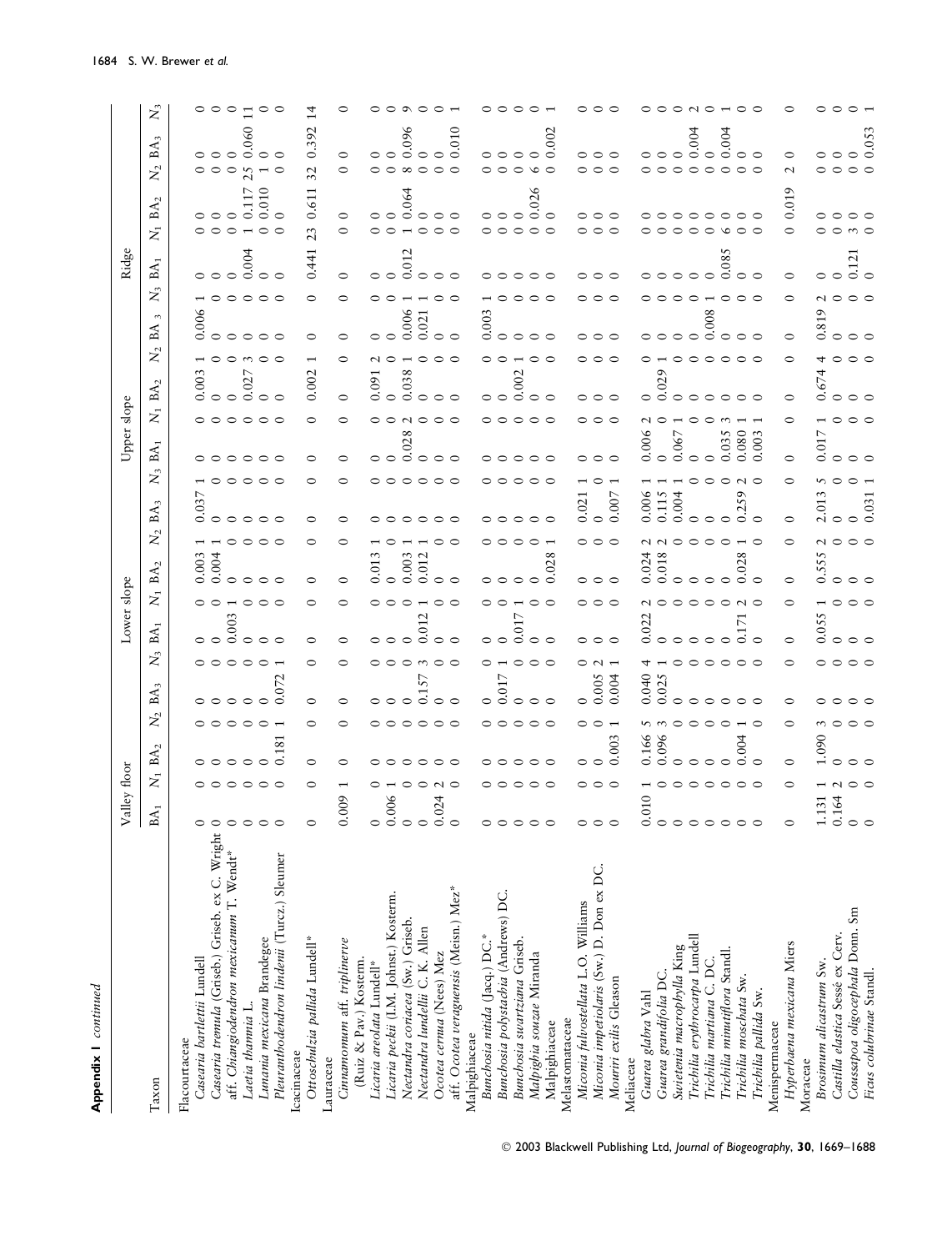**Appendix 1** *continued*

| Taxon | Valley floor | | | | | | Lower slope | | | | | | Upper slope | | | | | | Ridge | | | | | |
|---|---|---|---|---|---|---|---|---|---|---|---|---|---|---|---|---|---|---|---|---|---|---|---|---|
| | $BA_1$ | $N_1$ | $BA_2$ | $N_2$ | $BA_3$ | $N_3$ | $BA_1$ | $N_1$ | $BA_2$ | $N_2$ | $BA_3$ | $N_3$ | $BA_1$ | $N_1$ | $BA_2$ | $N_2$ | $BA_3$ | $N_3$ | $BA_1$ | $N_1$ | $BA_2$ | $N_2$ | $BA_3$ | $N_3$ |
| Flacourtaceae | | | | | | | | | | | | | | | | | | | | | | | | |
| *Casearia bartlettii* Lundell | 0 | 0 | 0 | 0 | 0 | 0 | 0 | 0 | 0.003 | 1 | 0.037 | 1 | 0 | 0 | 0.003 | 1 | 0.006 | 1 | 0 | 0 | 0 | 0 | 0 | 0 |
| *Casearia tremula* (Griseb.) Griseb. ex C. Wright | 0 | 0 | 0 | 0 | 0 | 0 | 0 | 0 | 0.004 | 1 | 0 | 0 | 0 | 0 | 0 | 0 | 0 | 0 | 0 | 0 | 0 | 0 | 0 | 0 |
| aff. *Chiangiodendron mexicanum* T. Wendt* | 0 | 0 | 0 | 0 | 0 | 0 | 0.003 | 1 | 0 | 0 | 0 | 0 | 0 | 0 | 0 | 0 | 0 | 0 | 0 | 0 | 0 | 0 | 0 | 0 |
| *Laetia thamnia* L. | 0 | 0 | 0 | 0 | 0 | 0 | 0 | 0 | 0 | 0 | 0 | 0 | 0 | 0 | 0.027 | 3 | 0 | 0 | 0.004 | 1 | 0.117 | 25 | 0.060 | 11 |
| *Lunania mexicana* Brandegee | 0 | 0 | 0 | 0 | 0 | 0 | 0 | 0 | 0 | 0 | 0 | 0 | 0 | 0 | 0 | 0 | 0 | 0 | 0 | 0 | 0.010 | 1 | 0 | 0 |
| *Pleuranthodendron lindenii* (Turcz.) Sleumer | 0 | 0 | 0.181 | 1 | 0.072 | 1 | 0 | 0 | 0 | 0 | 0 | 0 | 0 | 0 | 0 | 0 | 0 | 0 | 0 | 0 | 0 | 0 | 0 | 0 |
| Icacinaceae | | | | | | | | | | | | | | | | | | | | | | | | |
| *Ottoschulzia pallida* Lundell* | 0 | 0 | 0 | 0 | 0 | 0 | 0 | 0 | 0 | 0 | 0 | 0 | 0 | 0 | 0.002 | 1 | 0 | 0 | 0.441 | 23 | 0.611 | 32 | 0.392 | 14 |
| Lauraceae | | | | | | | | | | | | | | | | | | | | | | | | |
| *Cinnamomum* aff. *triplinerve* (Ruiz & Pav.) Kosterm. | 0.009 | 1 | 0 | 0 | 0 | 0 | 0 | 0 | 0 | 0 | 0 | 0 | 0 | 0 | 0 | 0 | 0 | 0 | 0 | 0 | 0 | 0 | 0 | 0 |
| *Licaria areolata* Lundell* | 0 | 0 | 0 | 0 | 0 | 0 | 0 | 0 | 0.013 | 1 | 0 | 0 | 0 | 0 | 0.091 | 2 | 0 | 0 | 0 | 0 | 0 | 0 | 0 | 0 |
| *Licaria peckii* (I.M. Johnst.) Kosterm. | 0.006 | 1 | 0 | 0 | 0 | 0 | 0 | 0 | 0 | 0 | 0 | 0 | 0 | 0 | 0 | 0 | 0 | 0 | 0 | 0 | 0 | 0 | 0 | 0 |
| *Nectandra coriacea* (Sw.) Griseb. | 0 | 0 | 0 | 0 | 0.157 | 3 | 0 | 0 | 0.003 | 1 | 0 | 0 | 0.028 | 2 | 0.038 | 1 | 0.006 | 1 | 0.012 | 1 | 0.064 | 8 | 0.096 | 9 |
| *Nectandra lundellii* C. K. Allen | 0 | 0 | 0 | 0 | 0 | 0 | 0.012 | 1 | 0.012 | 1 | 0 | 0 | 0 | 0 | 0 | 0 | 0.021 | 1 | 0 | 0 | 0 | 0 | 0 | 0 |
| *Ocotea cernua* (Nees) Mez | 0.024 | 2 | 0 | 0 | 0 | 0 | 0 | 0 | 0 | 0 | 0 | 0 | 0 | 0 | 0 | 0 | 0 | 0 | 0 | 0 | 0 | 0 | 0 | 0 |
| aff. *Ocotea veraguensis* (Meisn.) Mez* | 0 | 0 | 0 | 0 | 0 | 0 | 0 | 0 | 0 | 0 | 0 | 0 | 0 | 0 | 0 | 0 | 0 | 0 | 0 | 0 | 0 | 0 | 0.010 | 1 |
| Malpighiaceae | | | | | | | | | | | | | | | | | | | | | | | | |
| *Bunchosia nitida* (Jacq.) DC.* | 0 | 0 | 0 | 0 | 0 | 0 | 0 | 0 | 0 | 0 | 0 | 0 | 0 | 0 | 0 | 0 | 0.003 | 1 | 0 | 0 | 0 | 0 | 0 | 0 |
| *Bunchosia polystachia* (Andrews) DC. | 0 | 0 | 0 | 0 | 0.017 | 1 | 0 | 0 | 0 | 0 | 0 | 0 | 0 | 0 | 0 | 0 | 0 | 0 | 0 | 0 | 0 | 0 | 0 | 0 |
| *Bunchosia swartziana* Griseb. | 0 | 0 | 0 | 0 | 0 | 0 | 0.017 | 1 | 0 | 0 | 0 | 0 | 0 | 0 | 0.002 | 1 | 0 | 0 | 0 | 0 | 0 | 0 | 0 | 0 |
| *Malpighia souzae* Miranda | 0 | 0 | 0 | 0 | 0 | 0 | 0 | 0 | 0 | 0 | 0 | 0 | 0 | 0 | 0 | 0 | 0 | 0 | 0 | 0 | 0.026 | 6 | 0 | 0 |
| Malpighiaceae | 0 | 0 | 0 | 0 | 0 | 0 | 0 | 0 | 0.028 | 1 | 0 | 0 | 0 | 0 | 0 | 0 | 0 | 0 | 0 | 0 | 0 | 0 | 0.002 | 1 |
| Melastomataceae | | | | | | | | | | | | | | | | | | | | | | | | |
| *Miconia fulvostellata* L.O. Williams | 0 | 0 | 0 | 0 | 0 | 0 | 0 | 0 | 0 | 0 | 0.021 | 1 | 0 | 0 | 0 | 0 | 0 | 0 | 0 | 0 | 0 | 0 | 0 | 0 |
| *Miconia impetiolaris* (Sw.) D. Don ex DC. | 0 | 0 | 0 | 0 | 0.005 | 2 | 0 | 0 | 0 | 0 | 0 | 0 | 0 | 0 | 0 | 0 | 0 | 0 | 0 | 0 | 0 | 0 | 0 | 0 |
| *Mouriri exilis* Gleason | 0 | 0 | 0.003 | 1 | 0.004 | 1 | 0 | 0 | 0 | 0 | 0.007 | 1 | 0 | 0 | 0 | 0 | 0 | 0 | 0 | 0 | 0 | 0 | 0 | 0 |
| Meliaceae | | | | | | | | | | | | | | | | | | | | | | | | |
| *Guarea glabra* Vahl | 0.010 | 1 | 0.166 | 5 | 0.040 | 4 | 0.022 | 2 | 0.024 | 2 | 0.006 | 1 | 0.006 | 2 | 0 | 0 | 0 | 0 | 0 | 0 | 0 | 0 | 0 | 0 |
| *Guarea grandifolia* DC. | 0 | 0 | 0.096 | 3 | 0.025 | 1 | 0 | 0 | 0.018 | 2 | 0.115 | 1 | 0 | 0 | 0.029 | 1 | 0 | 0 | 0 | 0 | 0 | 0 | 0 | 0 |
| *Swietenia macrophylla* King | 0 | 0 | 0 | 0 | 0 | 0 | 0 | 0 | 0 | 0 | 0.004 | 1 | 0.067 | 1 | 0 | 0 | 0 | 0 | 0 | 0 | 0 | 0 | 0 | 0 |
| *Trichilia erythrocarpa* Lundell | 0 | 0 | 0 | 0 | 0 | 0 | 0 | 0 | 0 | 0 | 0 | 0 | 0 | 0 | 0 | 0 | 0 | 0 | 0 | 0 | 0 | 0 | 0.004 | 2 |
| *Trichilia martiana* C. DC. | 0 | 0 | 0 | 0 | 0 | 0 | 0 | 0 | 0 | 0 | 0 | 0 | 0 | 0 | 0 | 0 | 0 | 0 | 0 | 0 | 0 | 0 | 0 | 0 |
| *Trichilia minutiflora* Standl. | 0 | 0 | 0 | 0 | 0 | 0 | 0 | 0 | 0 | 0 | 0 | 0 | 0.035 | 3 | 0 | 0 | 0.008 | 1 | 0.085 | 6 | 0 | 0 | 0.004 | 1 |
| *Trichilia moschata* Sw. | 0 | 0 | 0.004 | 1 | 0 | 0 | 0.171 | 2 | 0.028 | 1 | 0.259 | 2 | 0.080 | 1 | 0 | 0 | 0 | 0 | 0 | 0 | 0 | 0 | 0 | 0 |
| *Trichilia pallida* Sw. | 0 | 0 | 0 | 0 | 0 | 0 | 0 | 0 | 0 | 0 | 0 | 0 | 0.003 | 1 | 0 | 0 | 0 | 0 | 0 | 0 | 0 | 0 | 0 | 0 |
| Menispermaceae | | | | | | | | | | | | | | | | | | | | | | | | |
| *Hyperbaena mexicana* Miers | 0 | 0 | 0 | 0 | 0 | 0 | 0 | 0 | 0 | 0 | 0 | 0 | 0 | 0 | 0 | 0 | 0 | 0 | 0 | 0 | 0.019 | 2 | 0 | 0 |
| Moraceae | | | | | | | | | | | | | | | | | | | | | | | | |
| *Brosimum alicastrum* Sw. | 1.131 | 1 | 1.090 | 3 | 0 | 0 | 0.055 | 1 | 0.555 | 2 | 2.013 | 5 | 0.017 | 1 | 0.674 | 4 | 0.819 | 2 | 0 | 0 | 0 | 0 | 0 | 0 |
| *Castilla elastica* Sessé ex Cerv. | 0.164 | 2 | 0 | 0 | 0 | 0 | 0 | 0 | 0 | 0 | 0 | 0 | 0 | 0 | 0 | 0 | 0 | 0 | 0 | 0 | 0 | 0 | 0 | 0 |
| *Coussapoa oligocephala* Donn. Sm | 0 | 0 | 0 | 0 | 0 | 0 | 0 | 0 | 0 | 0 | 0 | 0 | 0 | 0 | 0 | 0 | 0 | 0 | 0.121 | 3 | 0 | 0 | 0 | 0 |
| *Ficus colubrinae* Standl. | 0 | 0 | 0 | 0 | 0 | 0 | 0 | 0 | 0 | 0 | 0.031 | 1 | 0 | 0 | 0 | 0 | 0 | 0 | 0 | 0 | 0 | 0 | 0.053 | 1 |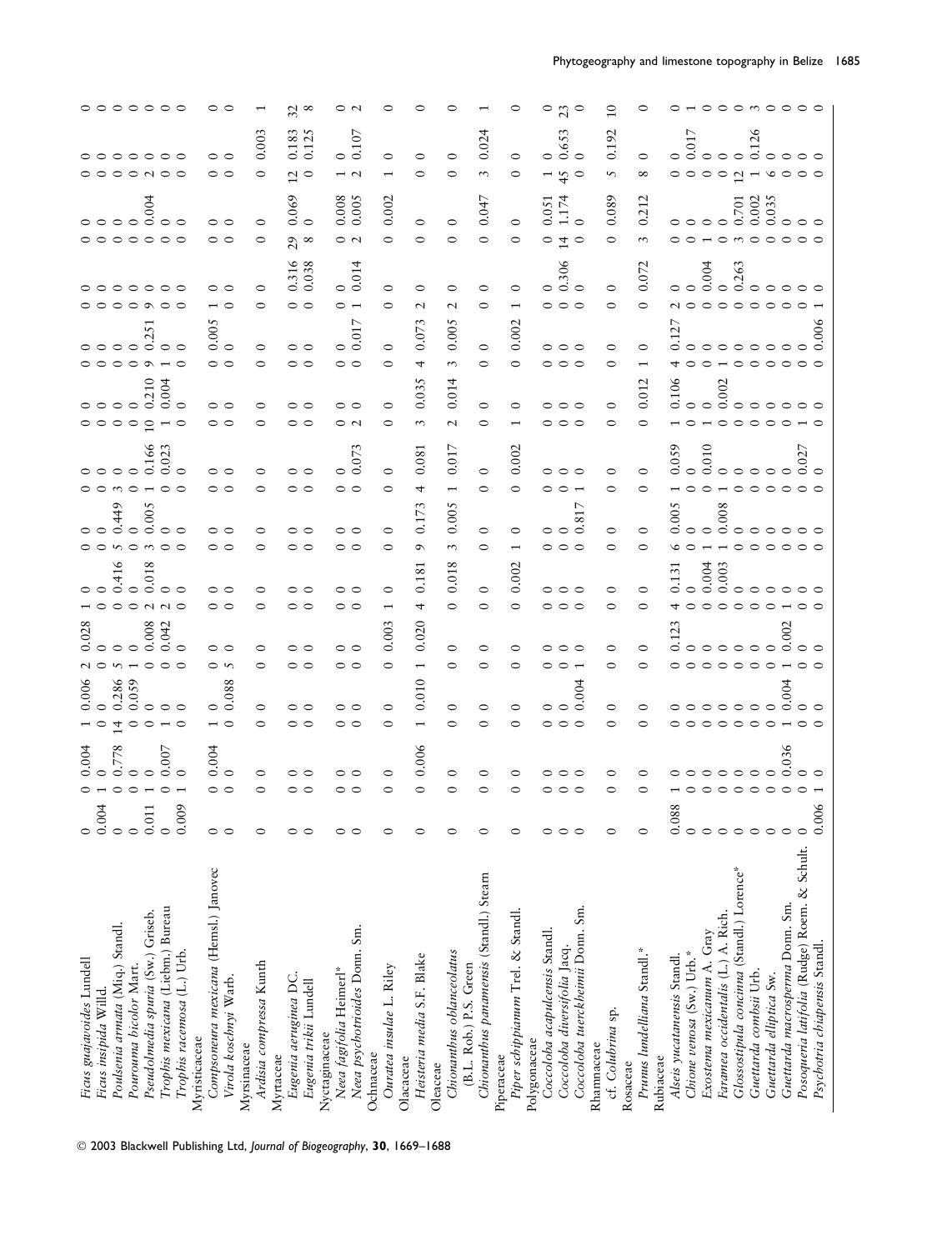| | | | | | | | | | | | | | | | | | | | | | | | | |
|---|---|---|---|---|---|---|---|---|---|---|---|---|---|---|---|---|---|---|---|---|---|---|---|---|
| *Ficus guajavoides* Lundell | 0 | 0 | 0.004 | 1 | 0.006 | 2 | 0.028 | 1 | 0 | 0 | 0 | 0 | 0 | 0 | 0 | 0 | 0 | 0 | 0 | 0 | 0 | 0 | 0 | 0 |
| *Ficus insipida* Willd. | 0.004 | 1 | 0 | 0 | 0 | 0 | 0 | 0 | 0 | 0 | 0 | 0 | 0 | 0 | 0 | 0 | 0 | 0 | 0 | 0 | 0 | 0 | 0 | 0 |
| *Poulsenia armata* (Miq.) Standl. | 0 | 0 | 0.778 | 14 | 0.286 | 5 | 0 | 0 | 0.416 | 5 | 0.449 | 3 | 0 | 0 | 0 | 0 | 0 | 0 | 0 | 0 | 0 | 0 | 0 | 0 |
| *Pourouma bicolor* Mart. | 0 | 0 | 0 | 0 | 0.059 | 1 | 0 | 0 | 0 | 0 | 0 | 0 | 0 | 0 | 0 | 0 | 0 | 0 | 0 | 0 | 0 | 0 | 0 | 0 |
| *Pseudolmedia spuria* (Sw.) Griseb. | 0.011 | 1 | 0 | 0 | 0 | 0 | 0.008 | 2 | 0.018 | 3 | 0.005 | 1 | 0.166 | 10 | 0.210 | 9 | 0.251 | 9 | 0 | 0 | 0.004 | 2 | 0 | 0 |
| *Trophis mexicana* (Liebm.) Bureau | 0 | 0 | 0.007 | 1 | 0 | 0 | 0.042 | 2 | 0 | 0 | 0 | 0 | 0.023 | 1 | 0.004 | 1 | 0 | 0 | 0 | 0 | 0 | 0 | 0 | 0 |
| *Trophis racemosa* (L.) Urb. | 0.009 | 1 | 0 | 0 | 0 | 0 | 0 | 0 | 0 | 0 | 0 | 0 | 0 | 0 | 0 | 0 | 0 | 0 | 0 | 0 | 0 | 0 | 0 | 0 |
| Myristicaceae | | | | | | | | | | | | | | | | | | | | | | | | |
| *Compsoneura mexicana* (Hemsl.) Janovec | 0 | 0 | 0.004 | 1 | 0 | 0 | 0 | 0 | 0 | 0 | 0 | 0 | 0 | 0 | 0 | 0 | 0.005 | 1 | 0 | 0 | 0 | 0 | 0 | 0 |
| *Virola koschnyi* Warb. | 0 | 0 | 0 | 0 | 0.088 | 5 | 0 | 0 | 0 | 0 | 0 | 0 | 0 | 0 | 0 | 0 | 0 | 0 | 0 | 0 | 0 | 0 | 0 | 0 |
| Myrsinaceae | | | | | | | | | | | | | | | | | | | | | | | | |
| *Ardisia compressa* Kunth | 0 | 0 | 0 | 0 | 0 | 0 | 0 | 0 | 0 | 0 | 0 | 0 | 0 | 0 | 0 | 0 | 0 | 0 | 0 | 0 | 0 | 0 | 0.003 | 1 |
| Myrtaceae | | | | | | | | | | | | | | | | | | | | | | | | |
| *Eugenia aeruginea* DC. | 0 | 0 | 0 | 0 | 0 | 0 | 0 | 0 | 0 | 0 | 0 | 0 | 0 | 0 | 0 | 0 | 0 | 0 | 0.316 | 29 | 0.069 | 12 | 0.183 | 32 |
| *Eugenia trikii* Lundell | 0 | 0 | 0 | 0 | 0 | 0 | 0 | 0 | 0 | 0 | 0 | 0 | 0 | 0 | 0 | 0 | 0 | 0 | 0.038 | 8 | 0 | 0 | 0.125 | 8 |
| Nyctaginaceae | | | | | | | | | | | | | | | | | | | | | | | | |
| *Neea fagifolia* Heimerl* | 0 | 0 | 0 | 0 | 0 | 0 | 0 | 0 | 0 | 0 | 0 | 0 | 0 | 0 | 0 | 0 | 0 | 0 | 0 | 0 | 0.008 | 1 | 0 | 0 |
| *Neea psychotrioides* Donn. Sm. | 0 | 0 | 0 | 0 | 0 | 0 | 0 | 0 | 0 | 0 | 0 | 0 | 0.073 | 2 | 0 | 0 | 0.017 | 1 | 0.014 | 2 | 0.005 | 2 | 0.107 | 2 |
| Ochnaceae | | | | | | | | | | | | | | | | | | | | | | | | |
| *Ouratea insulae* L. Riley | 0 | 0 | 0 | 0 | 0 | 0 | 0.003 | 1 | 0 | 0 | 0 | 0 | 0 | 0 | 0 | 0 | 0 | 0 | 0 | 0 | 0.002 | 1 | 0 | 0 |
| Olacaceae | | | | | | | | | | | | | | | | | | | | | | | | |
| *Heisteria media* S.F. Blake | 0 | 0 | 0.006 | 1 | 0.010 | 1 | 0.020 | 4 | 0.181 | 9 | 0.173 | 4 | 0.081 | 3 | 0.035 | 4 | 0.073 | 2 | 0 | 0 | 0 | 0 | 0 | 0 |
| Oleaceae | | | | | | | | | | | | | | | | | | | | | | | | |
| *Chionanthus oblanceolatus* (B.L. Rob.) P.S. Green | 0 | 0 | 0 | 0 | 0 | 0 | 0 | 0 | 0.018 | 3 | 0.005 | 1 | 0.017 | 2 | 0.014 | 3 | 0.005 | 2 | 0 | 0 | 0 | 0 | 0 | 0 |
| *Chionanthus panamensis* (Standl.) Stearn | 0 | 0 | 0 | 0 | 0 | 0 | 0 | 0 | 0 | 0 | 0 | 0 | 0 | 0 | 0 | 0 | 0 | 0 | 0 | 0 | 0.047 | 3 | 0.024 | 1 |
| Piperaceae | | | | | | | | | | | | | | | | | | | | | | | | |
| *Piper schippianum* Trel. & Standl. | 0 | 0 | 0 | 0 | 0 | 0 | 0 | 0 | 0.002 | 1 | 0 | 0 | 0.002 | 1 | 0 | 0 | 0.002 | 1 | 0 | 0 | 0 | 0 | 0 | 0 |
| Polygonaceae | | | | | | | | | | | | | | | | | | | | | | | | |
| *Coccoloba acapulcensis* Standl. | 0 | 0 | 0 | 0 | 0 | 0 | 0 | 0 | 0 | 0 | 0 | 0 | 0 | 0 | 0 | 0 | 0 | 0 | 0 | 0 | 0.051 | 1 | 0 | 0 |
| *Coccoloba diversifolia* Jacq. | 0 | 0 | 0 | 0 | 0 | 0 | 0 | 0 | 0 | 0 | 0 | 0 | 0 | 0 | 0 | 0 | 0 | 0 | 0.306 | 14 | 1.174 | 45 | 0.653 | 23 |
| *Coccoloba tuerckheimii* Donn. Sm. | 0 | 0 | 0 | 0 | 0.004 | 1 | 0 | 0 | 0 | 0 | 0.817 | 1 | 0 | 0 | 0 | 0 | 0 | 0 | 0 | 0 | 0 | 0 | 0 | 0 |
| Rhamnaceae | | | | | | | | | | | | | | | | | | | | | | | | |
| cf. *Colubrina* sp. | 0 | 0 | 0 | 0 | 0 | 0 | 0 | 0 | 0 | 0 | 0 | 0 | 0 | 0 | 0 | 0 | 0 | 0 | 0 | 0 | 0.089 | 5 | 0.192 | 10 |
| Rosaceae | | | | | | | | | | | | | | | | | | | | | | | | |
| *Prunus lundelliana* Standl.* | 0 | 0 | 0 | 0 | 0 | 0 | 0 | 0 | 0 | 0 | 0 | 0 | 0 | 0 | 0.012 | 1 | 0 | 0 | 0.072 | 3 | 0.212 | 8 | 0 | 0 |
| Rubiaceae | | | | | | | | | | | | | | | | | | | | | | | | |
| *Alseis yucatanensis* Standl. | 0.088 | 1 | 0 | 0 | 0 | 0 | 0.123 | 4 | 0.131 | 6 | 0.005 | 1 | 0.059 | 1 | 0.106 | 4 | 0.127 | 2 | 0 | 0 | 0 | 0 | 0 | 0 |
| *Chione venosa* (Sw.) Urb.* | 0 | 0 | 0 | 0 | 0 | 0 | 0 | 0 | 0 | 0 | 0 | 0 | 0 | 0 | 0 | 0 | 0 | 0 | 0 | 0 | 0 | 0 | 0.017 | 1 |
| *Exostema mexicanum* A. Gray | 0 | 0 | 0 | 0 | 0 | 0 | 0 | 0 | 0.004 | 1 | 0 | 0 | 0.010 | 1 | 0 | 0 | 0 | 0 | 0.004 | 1 | 0 | 0 | 0 | 0 |
| *Faramea occidentalis* (L.) A. Rich. | 0 | 0 | 0 | 0 | 0 | 0 | 0 | 0 | 0.003 | 1 | 0.008 | 1 | 0 | 0 | 0.002 | 1 | 0 | 0 | 0 | 0 | 0 | 0 | 0 | 0 |
| *Glossostipula concinna* (Standl.) Lorence* | 0 | 0 | 0 | 0 | 0 | 0 | 0 | 0 | 0 | 0 | 0 | 0 | 0 | 0 | 0 | 0 | 0 | 0 | 0.263 | 3 | 0.701 | 12 | 0 | 0 |
| *Guettarda combsii* Urb. | 0 | 0 | 0 | 0 | 0 | 0 | 0 | 0 | 0 | 0 | 0 | 0 | 0 | 0 | 0 | 0 | 0 | 0 | 0 | 0 | 0.002 | 1 | 0.126 | 3 |
| *Guettarda elliptica* Sw. | 0 | 0 | 0 | 0 | 0 | 0 | 0 | 0 | 0 | 0 | 0 | 0 | 0 | 0 | 0 | 0 | 0 | 0 | 0 | 0 | 0.035 | 6 | 0 | 0 |
| *Guettarda macrosperma* Donn. Sm. | 0 | 0 | 0.036 | 1 | 0.004 | 1 | 0.002 | 1 | 0 | 0 | 0 | 0 | 0 | 0 | 0 | 0 | 0 | 0 | 0 | 0 | 0 | 0 | 0 | 0 |
| *Posoqueria latifolia* (Rudge) Roem. & Schult. | 0 | 0 | 0 | 0 | 0 | 0 | 0 | 0 | 0 | 0 | 0 | 0 | 0.027 | 1 | 0 | 0 | 0 | 0 | 0 | 0 | 0 | 0 | 0 | 0 |
| *Psychotria chiapensis* Standl. | 0.006 | 1 | 0 | 0 | 0 | 0 | 0 | 0 | 0 | 0 | 0 | 0 | 0 | 0 | 0 | 0 | 0.006 | 1 | 0 | 0 | 0 | 0 | 0 | 0 |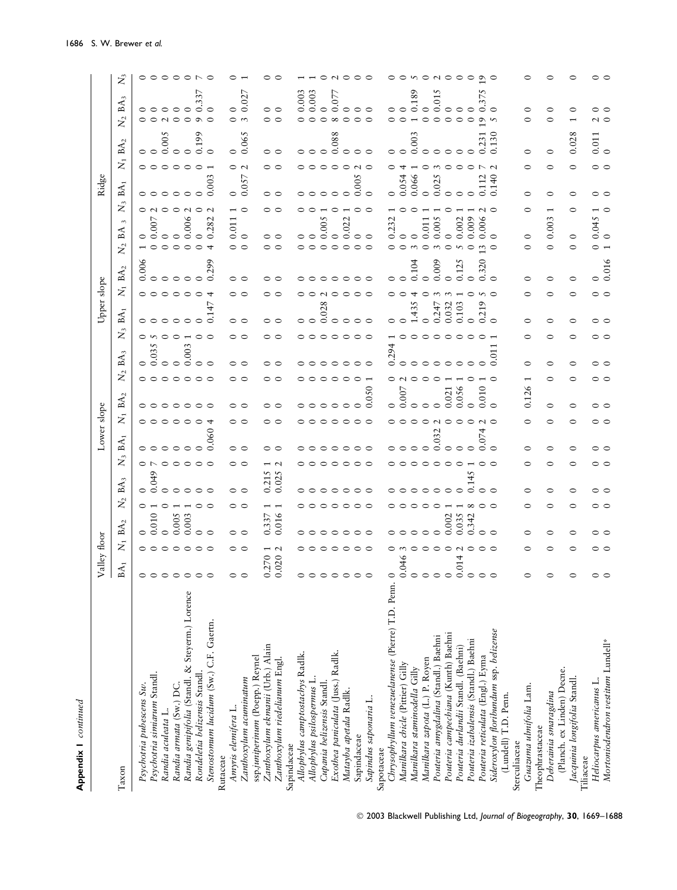**Appendix 1** *continued*

| Taxon | Valley floor | | | | | | Lower slope | | | | | | Upper slope | | | | | | Ridge | | | | | |
|---|---|---|---|---|---|---|---|---|---|---|---|---|---|---|---|---|---|---|---|---|---|---|---|---|
| | $BA_1$ | $N_1$ | $BA_2$ | $N_2$ | $BA_3$ | $N_3$ | $BA_1$ | $N_1$ | $BA_2$ | $N_2$ | $BA_3$ | $N_3$ | $BA_1$ | $N_1$ | $BA_2$ | $N_2$ | $BA_3$ | $N_3$ | $BA_1$ | $N_1$ | $BA_2$ | $N_2$ | $BA_3$ | $N_3$ |
| *Psychotria pubescens* Sw. | 0 | 0 | 0 | 0 | 0 | 0 | 0 | 0 | 0 | 0 | 0 | 0 | 0 | 0 | 0.006 | 1 | 0 | 0 | 0 | 0 | 0 | 0 | 0 | 0 |
| *Psychotria simiarum* Standl. | 0 | 0 | 0.010 | 1 | 0.049 | 7 | 0 | 0 | 0 | 0 | 0.035 | 5 | 0 | 0 | 0 | 0 | 0.007 | 2 | 0 | 0 | 0 | 0 | 0 | 0 |
| *Randia aculeata* L. | 0 | 0 | 0 | 0 | 0 | 0 | 0 | 0 | 0 | 0 | 0 | 0 | 0 | 0 | 0 | 0 | 0 | 0 | 0 | 0 | 0.005 | 2 | 0 | 0 |
| *Randia armata* (Sw.) DC. | 0 | 0 | 0.005 | 1 | 0 | 0 | 0 | 0 | 0 | 0 | 0 | 0 | 0 | 0 | 0 | 0 | 0 | 0 | 0 | 0 | 0 | 0 | 0 | 0 |
| *Randia genipifolia* (Standl. & Steyerm.) Lorence | 0 | 0 | 0.003 | 1 | 0 | 0 | 0 | 0 | 0 | 0 | 0.003 | 1 | 0 | 0 | 0 | 0 | 0.006 | 2 | 0 | 0 | 0 | 0 | 0 | 0 |
| *Rondeletia belizensis* Standl. | 0 | 0 | 0 | 0 | 0 | 0 | 0 | 0 | 0 | 0 | 0 | 0 | 0 | 0 | 0 | 0 | 0 | 0 | 0 | 0 | 0.199 | 9 | 0.337 | 7 |
| *Stenostomum lucidum* (Sw.) C.F. Gaertn. | 0 | 0 | 0 | 0 | 0 | 0 | 0.060 | 4 | 0 | 0 | 0 | 0 | 0.147 | 4 | 0.299 | 4 | 0.282 | 2 | 0.003 | 1 | 0 | 0 | 0 | 0 |
| Rutaceae | | | | | | | | | | | | | | | | | | | | | | | | |
| *Amyris elemifera* L. | 0 | 0 | 0 | 0 | 0 | 0 | 0 | 0 | 0 | 0 | 0 | 0 | 0 | 0 | 0 | 0 | 0.011 | 1 | 0 | 0 | 0 | 0 | 0 | 0 |
| *Zanthoxylum acuminatum* ssp. *juniperinum* (Poepp.) Reynel | 0 | 0 | 0 | 0 | 0 | 0 | 0 | 0 | 0 | 0 | 0 | 0 | 0 | 0 | 0 | 0 | 0 | 0 | 0.057 | 2 | 0.065 | 3 | 0.027 | 1 |
| *Zanthoxylum ekmanii* (Urb.) Alain | 0.270 | 1 | 0.337 | 1 | 0.215 | 1 | 0 | 0 | 0 | 0 | 0 | 0 | 0 | 0 | 0 | 0 | 0 | 0 | 0 | 0 | 0 | 0 | 0 | 0 |
| *Zanthoxylum riedelianum* Engl. | 0.020 | 2 | 0.016 | 1 | 0.025 | 2 | 0 | 0 | 0 | 0 | 0 | 0 | 0 | 0 | 0 | 0 | 0 | 0 | 0 | 0 | 0 | 0 | 0 | 0 |
| Sapindaceae | | | | | | | | | | | | | | | | | | | | | | | | |
| *Allophylus camptostachys* Radlk. | 0 | 0 | 0 | 0 | 0 | 0 | 0 | 0 | 0 | 0 | 0 | 0 | 0 | 0 | 0 | 0 | 0 | 0 | 0 | 0 | 0 | 0 | 0.003 | 1 |
| *Allophylus psilospermus* L. | 0 | 0 | 0 | 0 | 0 | 0 | 0 | 0 | 0 | 0 | 0 | 0 | 0 | 0 | 0 | 0 | 0 | 0 | 0 | 0 | 0 | 0 | 0.003 | 1 |
| *Cupania belizensis* Standl. | 0 | 0 | 0 | 0 | 0 | 0 | 0 | 0 | 0 | 0 | 0 | 0 | 0.028 | 2 | 0 | 0 | 0.005 | 1 | 0 | 0 | 0 | 0 | 0 | 0 |
| *Exothea paniculata* (Juss.) Radlk. | 0 | 0 | 0 | 0 | 0 | 0 | 0 | 0 | 0 | 0 | 0 | 0 | 0 | 0 | 0 | 0 | 0 | 0 | 0 | 0 | 0.088 | 8 | 0.077 | 2 |
| *Matayba apetala* Radlk. | 0 | 0 | 0 | 0 | 0 | 0 | 0 | 0 | 0 | 0 | 0 | 0 | 0 | 0 | 0 | 0 | 0.022 | 1 | 0 | 0 | 0 | 0 | 0 | 0 |
| Sapindaceae | 0 | 0 | 0 | 0 | 0 | 0 | 0 | 0 | 0 | 0 | 0 | 0 | 0 | 0 | 0 | 0 | 0 | 0 | 0.005 | 2 | 0 | 0 | 0 | 0 |
| *Sapindus saponaria* L. | 0 | 0 | 0 | 0 | 0 | 0 | 0 | 0 | 0.050 | 1 | 0 | 0 | 0 | 0 | 0 | 0 | 0 | 0 | 0 | 0 | 0 | 0 | 0 | 0 |
| Sapotaceae | | | | | | | | | | | | | | | | | | | | | | | | |
| *Chrysophyllum venezuelanense* (Pierre) T.D. Penn. | 0 | 0 | 0 | 0 | 0 | 0 | 0 | 0 | 0 | 0 | 0.294 | 1 | 0 | 0 | 0 | 0 | 0.232 | 1 | 0 | 0 | 0 | 0 | 0 | 0 |
| *Manilkara chicle* (Pittier) Gilly | 0.046 | 3 | 0 | 0 | 0 | 0 | 0 | 0 | 0.007 | 2 | 0 | 0 | 0 | 0 | 0 | 0 | 0 | 0 | 0.054 | 4 | 0 | 0 | 0 | 0 |
| *Manilkara staminodella* Gilly | 0 | 0 | 0 | 0 | 0 | 0 | 0 | 0 | 0 | 0 | 0 | 0 | 1.435 | 4 | 0.104 | 3 | 0 | 0 | 0.066 | 1 | 0.003 | 1 | 0.189 | 5 |
| *Manilkara zapota* (L.) P. Royen | 0 | 0 | 0 | 0 | 0 | 0 | 0 | 0 | 0 | 0 | 0 | 0 | 0 | 0 | 0 | 0 | 0.011 | 1 | 0 | 0 | 0 | 0 | 0 | 0 |
| *Pouteria amygdalina* (Standl.) Baehni | 0 | 0 | 0 | 0 | 0 | 0 | 0.032 | 2 | 0 | 0 | 0 | 0 | 0.247 | 3 | 0.009 | 3 | 0.005 | 1 | 0.025 | 3 | 0 | 0 | 0.015 | 2 |
| *Pouteria campechiana* (Kunth) Baehni | 0 | 0 | 0.002 | 1 | 0 | 0 | 0 | 0 | 0.021 | 1 | 0 | 0 | 0.032 | 3 | 0 | 0 | 0 | 0 | 0 | 0 | 0 | 0 | 0 | 0 |
| *Pouteria durlandii* Standl. (Baehni) | 0.014 | 2 | 0.035 | 1 | 0 | 0 | 0 | 0 | 0.056 | 1 | 0 | 0 | 0.103 | 1 | 0.125 | 5 | 0.002 | 1 | 0 | 0 | 0 | 0 | 0 | 0 |
| *Pouteria izabalensis* (Standl.) Baehni | 0 | 0 | 0.342 | 8 | 0.145 | 1 | 0 | 0 | 0 | 0 | 0 | 0 | 0 | 0 | 0 | 0 | 0.009 | 1 | 0 | 0 | 0 | 0 | 0 | 0 |
| *Pouteria reticulata* (Engl.) Eyma | 0 | 0 | 0 | 0 | 0 | 0 | 0.074 | 2 | 0.010 | 1 | 0 | 0 | 0.219 | 5 | 0.320 | 13 | 0.006 | 2 | 0.112 | 7 | 0.231 | 19 | 0.375 | 19 |
| *Sideroxylon floribundum* ssp. *belizense* (Lundell) T.D. Penn. | 0 | 0 | 0 | 0 | 0 | 0 | 0 | 0 | 0 | 0 | 0.011 | 1 | 0 | 0 | 0 | 0 | 0 | 0 | 0.140 | 2 | 0.130 | 5 | 0 | 0 |
| Sterculiaceae | | | | | | | | | | | | | | | | | | | | | | | | |
| *Guazuma ulmifolia* Lam. | 0 | 0 | 0 | 0 | 0 | 0 | 0 | 0 | 0.126 | 1 | 0 | 0 | 0 | 0 | 0 | 0 | 0 | 0 | 0 | 0 | 0 | 0 | 0 | 0 |
| Theophrastaceae | | | | | | | | | | | | | | | | | | | | | | | | |
| *Deherainia smaragdina* (Planch. ex Linden) Decne. | 0 | 0 | 0 | 0 | 0 | 0 | 0 | 0 | 0 | 0 | 0 | 0 | 0 | 0 | 0 | 0 | 0.003 | 1 | 0 | 0 | 0 | 0 | 0 | 0 |
| *Jacquinia longifolia* Standl. | 0 | 0 | 0 | 0 | 0 | 0 | 0 | 0 | 0 | 0 | 0 | 0 | 0 | 0 | 0 | 0 | 0 | 0 | 0 | 0 | 0.028 | 1 | 0 | 0 |
| Tiliaceae | | | | | | | | | | | | | | | | | | | | | | | | |
| *Heliocarpus americanus* L. | 0 | 0 | 0 | 0 | 0 | 0 | 0 | 0 | 0 | 0 | 0 | 0 | 0 | 0 | 0 | 0 | 0.045 | 1 | 0 | 0 | 0.011 | 2 | 0 | 0 |
| *Mortoniodendron vestitum* Lundell* | 0 | 0 | 0 | 0 | 0 | 0 | 0 | 0 | 0 | 0 | 0 | 0 | 0 | 0 | 0.016 | 1 | 0 | 0 | 0 | 0 | 0 | 0 | 0 | 0 |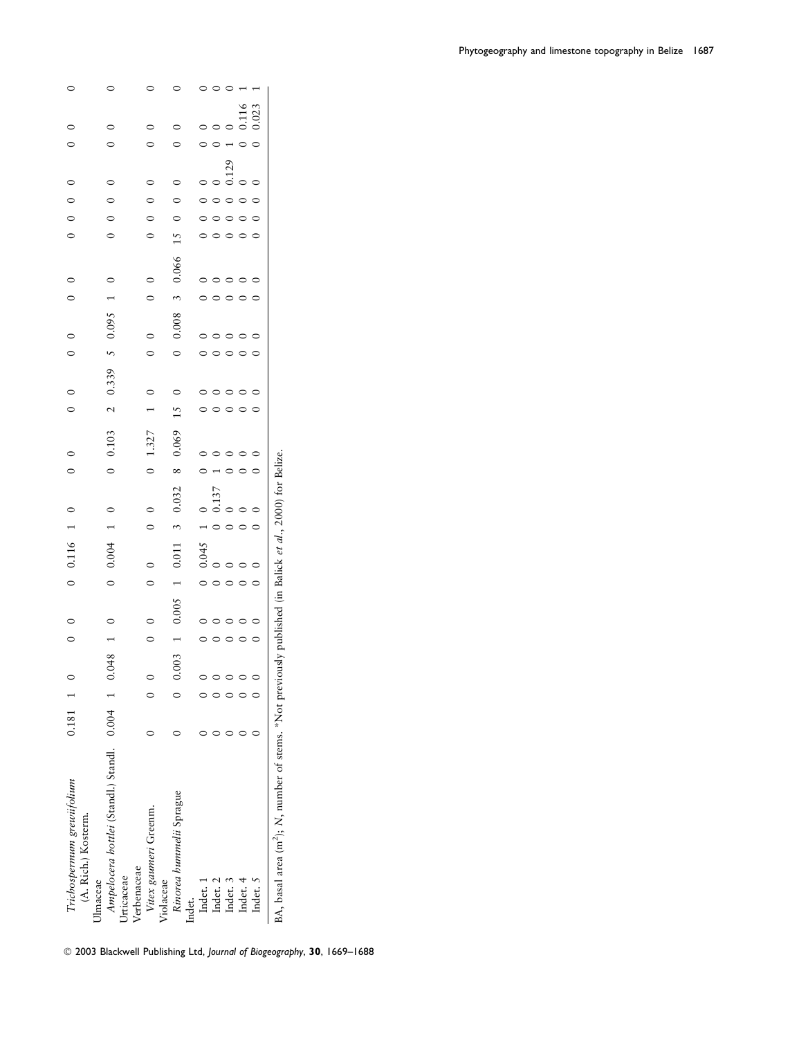| Species | BA | N | BA | N | BA | N | BA | N | BA | N | BA | N | BA | N | BA | N | BA | N | BA | N | BA | N | BA | N |
|---|---|---|---|---|---|---|---|---|---|---|---|---|---|---|---|---|---|---|---|---|---|---|---|---|
| *Trichospermum grewiifolium* (A. Rich.) Kosterm. | 0.181 | 1 | 0 | 0 | 0 | 0 | 0.116 | 1 | 0 | 0 | 0 | 0 | 0 | 0 | 0 | 0 | 0 | 0 | 0 | 0 | 0 | 0 | 0 | 0 |
| Ulmaceae | | | | | | | | | | | | | | | | | | | | | | | | |
| *Ampelocera hottlei* (Standl.) Standl. | 0.004 | 1 | 0.048 | 1 | 0 | 0 | 0.004 | 1 | 0 | 0 | 0.103 | 2 | 0.339 | 5 | 0.095 | 1 | 0 | 0 | 0 | 0 | 0 | 0 | 0 | 0 |
| Urticaceae | | | | | | | | | | | | | | | | | | | | | | | | |
| Verbenaceae | | | | | | | | | | | | | | | | | | | | | | | | |
| *Vitex gaumeri* Greenm. | 0 | 0 | 0 | 0 | 0 | 0 | 0 | 0 | 0 | 0 | 1.327 | 1 | 0 | 0 | 0 | 0 | 0 | 0 | 0 | 0 | 0 | 0 | 0 | 0 |
| Violaceae | | | | | | | | | | | | | | | | | | | | | | | | |
| *Rinorea hummelii* Sprague | 0 | 0 | 0.003 | 1 | 0.005 | 1 | 0.011 | 3 | 0.032 | 8 | 0.069 | 15 | 0 | 0 | 0.008 | 3 | 0.066 | 15 | 0 | 0 | 0 | 0 | 0 | 0 |
| Indet. | | | | | | | | | | | | | | | | | | | | | | | | |
| Indet. 1 | 0 | 0 | 0 | 0 | 0 | 0 | 0.045 | 1 | 0 | 0 | 0 | 0 | 0 | 0 | 0 | 0 | 0 | 0 | 0 | 0 | 0 | 0 | 0 | 0 |
| Indet. 2 | 0 | 0 | 0 | 0 | 0 | 0 | 0 | 0 | 0.137 | 1 | 0 | 0 | 0 | 0 | 0 | 0 | 0 | 0 | 0 | 0 | 0 | 0 | 0 | 0 |
| Indet. 3 | 0 | 0 | 0 | 0 | 0 | 0 | 0 | 0 | 0 | 0 | 0 | 0 | 0 | 0 | 0 | 0 | 0 | 0 | 0 | 0 | 0.129 | 1 | 0 | 0 |
| Indet. 4 | 0 | 0 | 0 | 0 | 0 | 0 | 0 | 0 | 0 | 0 | 0 | 0 | 0 | 0 | 0 | 0 | 0 | 0 | 0 | 0 | 0 | 0 | 0.116 | 1 |
| Indet. 5 | 0 | 0 | 0 | 0 | 0 | 0 | 0 | 0 | 0 | 0 | 0 | 0 | 0 | 0 | 0 | 0 | 0 | 0 | 0 | 0 | 0 | 0 | 0.023 | 1 |

BA, basal area ($m^2$); *N*, number of stems. *Not previously published (in Balick *et al.*, 2000) for Belize.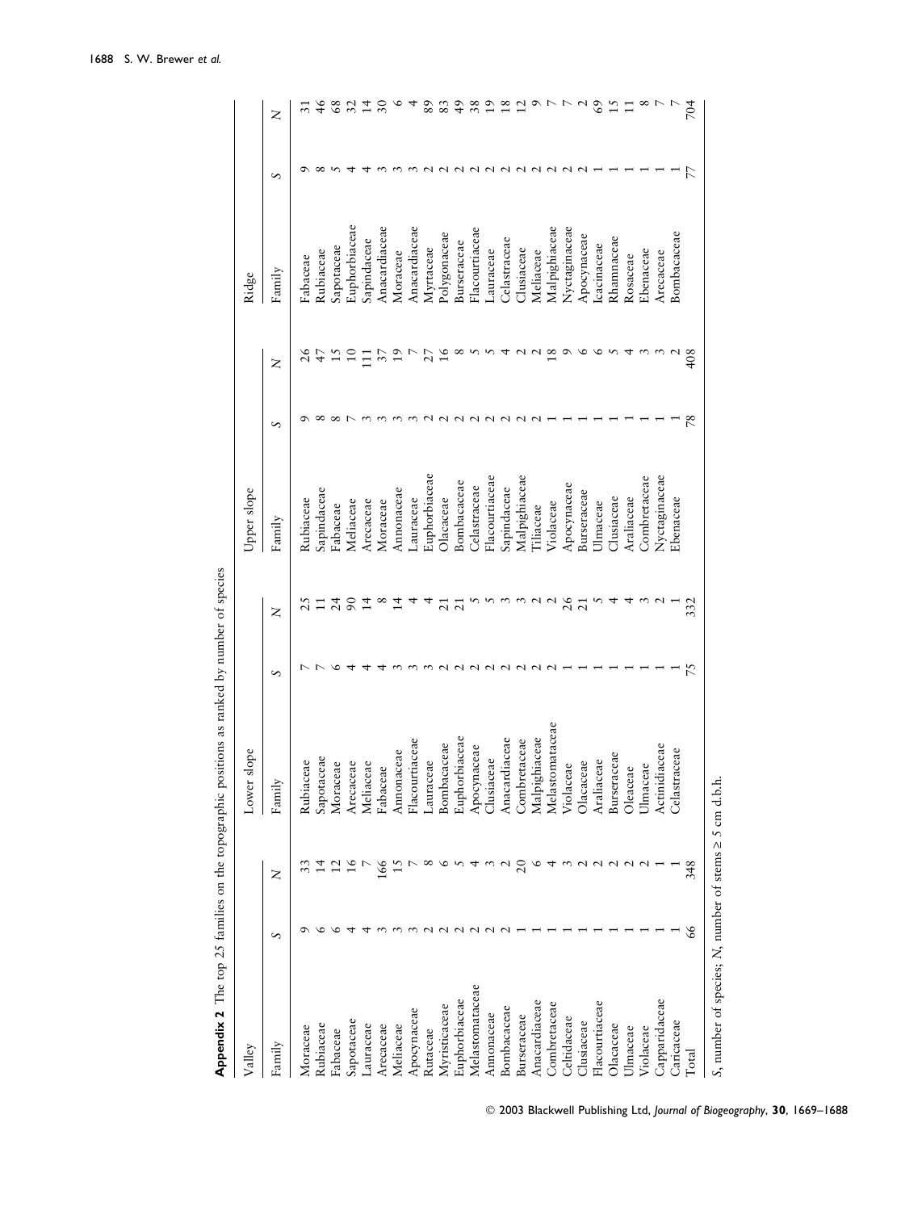**Appendix 2** The top 25 families on the topographic positions as ranked by number of species

| Valley | | | Lower slope | | | Upper slope | | | Ridge | | |
|---|---|---|---|---|---|---|---|---|---|---|---|
| Family | *S* | *N* | Family | *S* | *N* | Family | *S* | *N* | Family | *S* | *N* |
| Moraceae | 9 | 33 | Rubiaceae | 7 | 25 | Rubiaceae | 9 | 26 | Fabaceae | 9 | 31 |
| Rubiaceae | 6 | 14 | Sapotaceae | 7 | 11 | Sapindaceae | 8 | 47 | Rubiaceae | 8 | 46 |
| Fabaceae | 6 | 12 | Moraceae | 6 | 24 | Fabaceae | 8 | 15 | Sapotaceae | 5 | 68 |
| Sapotaceae | 4 | 16 | Arecaceae | 4 | 90 | Meliaceae | 7 | 10 | Euphorbiaceae | 4 | 32 |
| Lauraceae | 4 | 7 | Meliaceae | 4 | 14 | Arecaceae | 3 | 111 | Sapindaceae | 4 | 14 |
| Arecaceae | 3 | 166 | Fabaceae | 4 | 8 | Moraceae | 3 | 37 | Anacardiaceae | 3 | 30 |
| Meliaceae | 3 | 15 | Annonaceae | 3 | 14 | Annonaceae | 3 | 19 | Moraceae | 3 | 6 |
| Apocynaceae | 3 | 7 | Flacourtiaceae | 3 | 4 | Lauraceae | 3 | 7 | Anacardiaceae | 3 | 4 |
| Rutaceae | 2 | 8 | Lauraceae | 3 | 4 | Euphorbiaceae | 2 | 27 | Myrtaceae | 2 | 89 |
| Myristicaceae | 2 | 6 | Bombacaceae | 2 | 21 | Olacaceae | 2 | 16 | Polygonaceae | 2 | 83 |
| Euphorbiaceae | 2 | 5 | Euphorbiaceae | 2 | 21 | Bombacaceae | 2 | 8 | Burseraceae | 2 | 49 |
| Melastomataceae | 2 | 4 | Apocynaceae | 2 | 5 | Celastraceae | 2 | 5 | Flacourtiaceae | 2 | 38 |
| Annonaceae | 2 | 3 | Clusiaceae | 2 | 5 | Flacourtiaceae | 2 | 5 | Lauraceae | 2 | 19 |
| Bombacaceae | 2 | 2 | Anacardiaceae | 2 | 3 | Sapindaceae | 2 | 4 | Celastraceae | 2 | 18 |
| Burseraceae | 1 | 20 | Combretaceae | 2 | 3 | Malpighiaceae | 2 | 2 | Clusiaceae | 2 | 12 |
| Anacardiaceae | 1 | 6 | Malpighiaceae | 2 | 2 | Tiliaceae | 2 | 2 | Meliaceae | 2 | 9 |
| Combretaceae | 1 | 4 | Melastomataceae | 2 | 2 | Violaceae | 1 | 18 | Malpighiaceae | 2 | 7 |
| Celtidaceae | 1 | 3 | Violaceae | 1 | 26 | Apocynaceae | 1 | 9 | Nyctaginaceae | 2 | 7 |
| Clusiaceae | 1 | 2 | Olacaceae | 1 | 21 | Burseraceae | 1 | 6 | Apocynaceae | 2 | 2 |
| Flacourtiaceae | 1 | 2 | Araliaceae | 1 | 5 | Ulmaceae | 1 | 6 | Icacinaceae | 1 | 69 |
| Olacaceae | 1 | 2 | Burseraceae | 1 | 4 | Clusiaceae | 1 | 5 | Rhamnaceae | 1 | 15 |
| Ulmaceae | 1 | 2 | Oleaceae | 1 | 4 | Araliaceae | 1 | 4 | Rosaceae | 1 | 11 |
| Violaceae | 1 | 2 | Ulmaceae | 1 | 3 | Combretaceae | 1 | 3 | Ebenaceae | 1 | 8 |
| Capparidaceae | 1 | 1 | Actinidiaceae | 1 | 2 | Nyctaginaceae | 1 | 3 | Arecaceae | 1 | 7 |
| Caricaceae | 1 | 1 | Celastraceae | 1 | 1 | Ebenaceae | 1 | 2 | Bombacaceae | 1 | 7 |
| Total | 66 | 348 | | 75 | 332 | | 78 | 408 | | 77 | 704 |

*S*, number of species; *N*, number of stems ≥ 5 cm d.b.h.